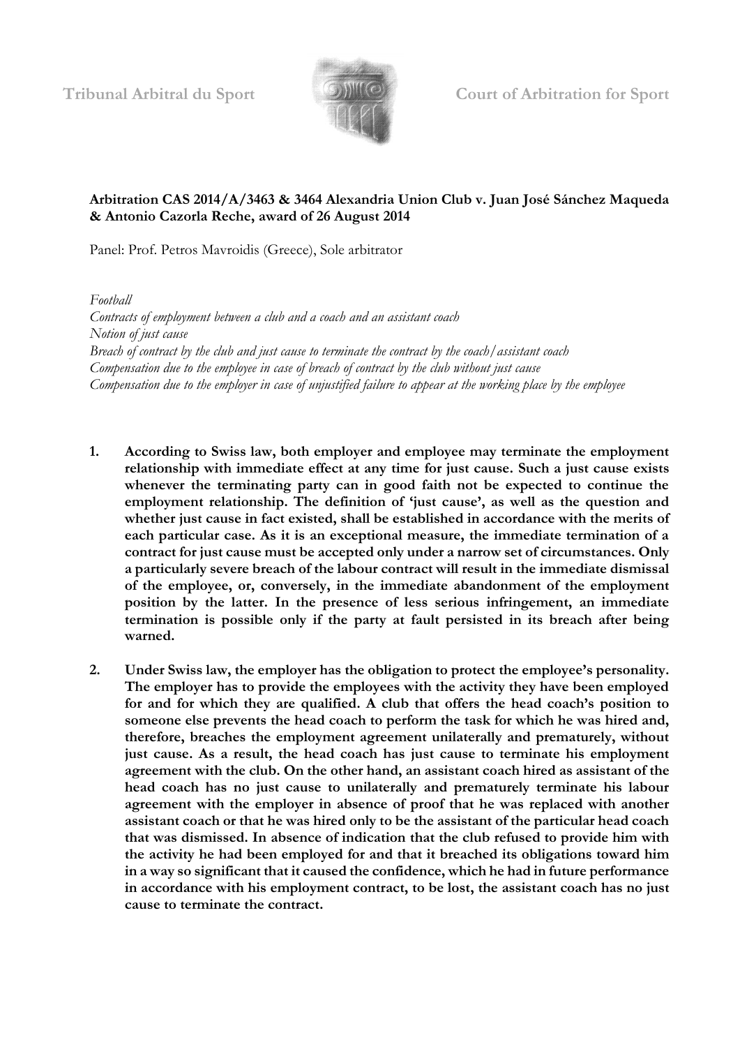Tribunal Arbitral du Sport Court of Arbitration for Sport

**Arbitration CAS 2014/A/3463 & 3464 Alexandria Union Club v. Juan José Sánchez Maqueda & Antonio Cazorla Reche, award of 26 August 2014**

Panel: Prof. Petros Mavroidis (Greece), Sole arbitrator

*Football*
*Contracts of employment between a club and a coach and an assistant coach*
*Notion of just cause*
*Breach of contract by the club and just cause to terminate the contract by the coach/assistant coach*
*Compensation due to the employee in case of breach of contract by the club without just cause*
*Compensation due to the employer in case of unjustified failure to appear at the working place by the employee*

1. **According to Swiss law, both employer and employee may terminate the employment relationship with immediate effect at any time for just cause. Such a just cause exists whenever the terminating party can in good faith not be expected to continue the employment relationship. The definition of 'just cause', as well as the question and whether just cause in fact existed, shall be established in accordance with the merits of each particular case. As it is an exceptional measure, the immediate termination of a contract for just cause must be accepted only under a narrow set of circumstances. Only a particularly severe breach of the labour contract will result in the immediate dismissal of the employee, or, conversely, in the immediate abandonment of the employment position by the latter. In the presence of less serious infringement, an immediate termination is possible only if the party at fault persisted in its breach after being warned.**

2. **Under Swiss law, the employer has the obligation to protect the employee's personality. The employer has to provide the employees with the activity they have been employed for and for which they are qualified. A club that offers the head coach's position to someone else prevents the head coach to perform the task for which he was hired and, therefore, breaches the employment agreement unilaterally and prematurely, without just cause. As a result, the head coach has just cause to terminate his employment agreement with the club. On the other hand, an assistant coach hired as assistant of the head coach has no just cause to unilaterally and prematurely terminate his labour agreement with the employer in absence of proof that he was replaced with another assistant coach or that he was hired only to be the assistant of the particular head coach that was dismissed. In absence of indication that the club refused to provide him with the activity he had been employed for and that it breached its obligations toward him in a way so significant that it caused the confidence, which he had in future performance in accordance with his employment contract, to be lost, the assistant coach has no just cause to terminate the contract.**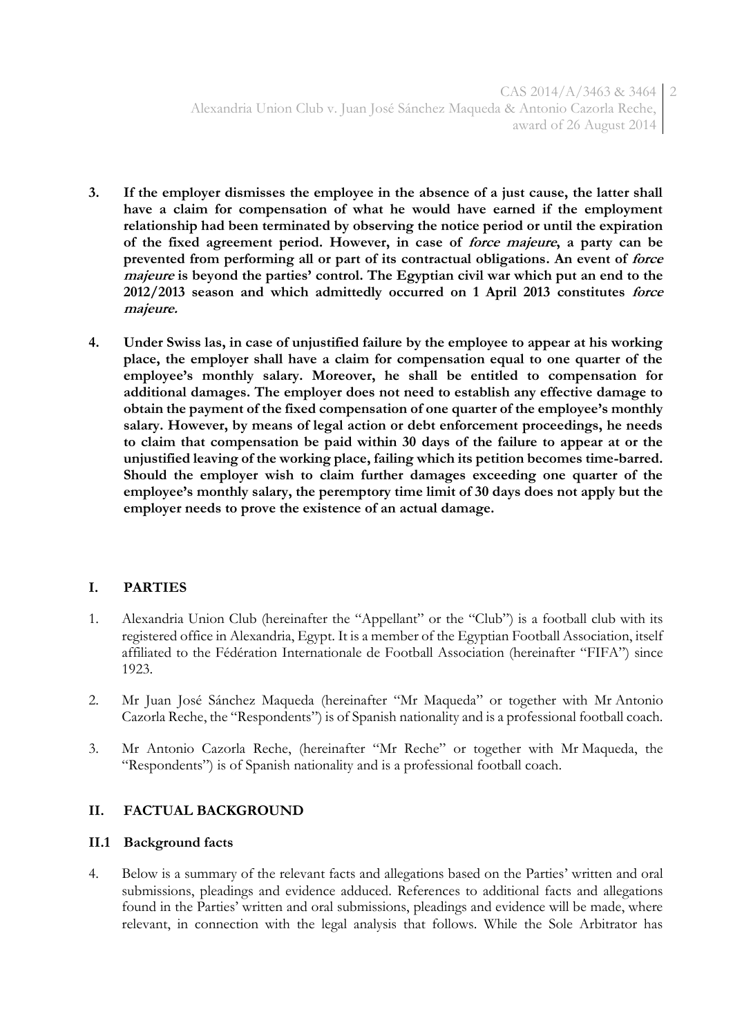3. **If the employer dismisses the employee in the absence of a just cause, the latter shall have a claim for compensation of what he would have earned if the employment relationship had been terminated by observing the notice period or until the expiration of the fixed agreement period. However, in case of *force majeure*, a party can be prevented from performing all or part of its contractual obligations. An event of *force majeure* is beyond the parties' control. The Egyptian civil war which put an end to the 2012/2013 season and which admittedly occurred on 1 April 2013 constitutes *force majeure.***

4. **Under Swiss las, in case of unjustified failure by the employee to appear at his working place, the employer shall have a claim for compensation equal to one quarter of the employee's monthly salary. Moreover, he shall be entitled to compensation for additional damages. The employer does not need to establish any effective damage to obtain the payment of the fixed compensation of one quarter of the employee's monthly salary. However, by means of legal action or debt enforcement proceedings, he needs to claim that compensation be paid within 30 days of the failure to appear at or the unjustified leaving of the working place, failing which its petition becomes time-barred. Should the employer wish to claim further damages exceeding one quarter of the employee's monthly salary, the peremptory time limit of 30 days does not apply but the employer needs to prove the existence of an actual damage.**

## I. PARTIES

1. Alexandria Union Club (hereinafter the "Appellant" or the "Club") is a football club with its registered office in Alexandria, Egypt. It is a member of the Egyptian Football Association, itself affiliated to the Fédération Internationale de Football Association (hereinafter "FIFA") since 1923.

2. Mr Juan José Sánchez Maqueda (hereinafter "Mr Maqueda" or together with Mr Antonio Cazorla Reche, the "Respondents") is of Spanish nationality and is a professional football coach.

3. Mr Antonio Cazorla Reche, (hereinafter "Mr Reche" or together with Mr Maqueda, the "Respondents") is of Spanish nationality and is a professional football coach.

## II. FACTUAL BACKGROUND

### II.1 Background facts

4. Below is a summary of the relevant facts and allegations based on the Parties' written and oral submissions, pleadings and evidence adduced. References to additional facts and allegations found in the Parties' written and oral submissions, pleadings and evidence will be made, where relevant, in connection with the legal analysis that follows. While the Sole Arbitrator has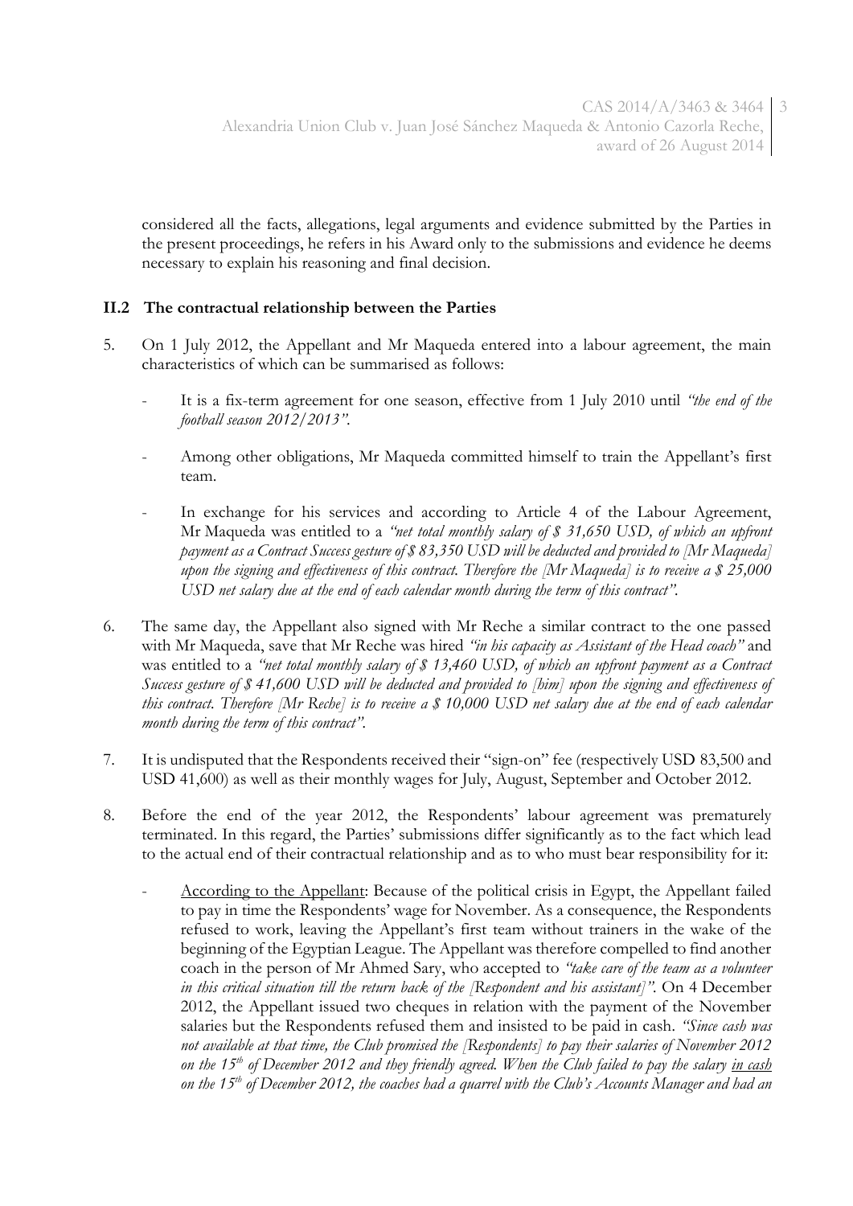considered all the facts, allegations, legal arguments and evidence submitted by the Parties in the present proceedings, he refers in his Award only to the submissions and evidence he deems necessary to explain his reasoning and final decision.

### II.2 The contractual relationship between the Parties

5. On 1 July 2012, the Appellant and Mr Maqueda entered into a labour agreement, the main characteristics of which can be summarised as follows:

   - It is a fix-term agreement for one season, effective from 1 July 2010 until *"the end of the football season 2012/2013"*.
   - Among other obligations, Mr Maqueda committed himself to train the Appellant's first team.
   - In exchange for his services and according to Article 4 of the Labour Agreement, Mr Maqueda was entitled to a *"net total monthly salary of $ 31,650 USD, of which an upfront payment as a Contract Success gesture of $ 83,350 USD will be deducted and provided to [Mr Maqueda] upon the signing and effectiveness of this contract. Therefore the [Mr Maqueda] is to receive a $ 25,000 USD net salary due at the end of each calendar month during the term of this contract"*.

6. The same day, the Appellant also signed with Mr Reche a similar contract to the one passed with Mr Maqueda, save that Mr Reche was hired *"in his capacity as Assistant of the Head coach"* and was entitled to a *"net total monthly salary of $ 13,460 USD, of which an upfront payment as a Contract Success gesture of $ 41,600 USD will be deducted and provided to [him] upon the signing and effectiveness of this contract. Therefore [Mr Reche] is to receive a $ 10,000 USD net salary due at the end of each calendar month during the term of this contract"*.

7. It is undisputed that the Respondents received their "sign-on" fee (respectively USD 83,500 and USD 41,600) as well as their monthly wages for July, August, September and October 2012.

8. Before the end of the year 2012, the Respondents' labour agreement was prematurely terminated. In this regard, the Parties' submissions differ significantly as to the fact which lead to the actual end of their contractual relationship and as to who must bear responsibility for it:

   - <u>According to the Appellant</u>: Because of the political crisis in Egypt, the Appellant failed to pay in time the Respondents' wage for November. As a consequence, the Respondents refused to work, leaving the Appellant's first team without trainers in the wake of the beginning of the Egyptian League. The Appellant was therefore compelled to find another coach in the person of Mr Ahmed Sary, who accepted to *"take care of the team as a volunteer in this critical situation till the return back of the [Respondent and his assistant]"*. On 4 December 2012, the Appellant issued two cheques in relation with the payment of the November salaries but the Respondents refused them and insisted to be paid in cash. *"Since cash was not available at that time, the Club promised the [Respondents] to pay their salaries of November 2012 on the 15th of December 2012 and they friendly agreed. When the Club failed to pay the salary <u>in cash</u> on the 15th of December 2012, the coaches had a quarrel with the Club's Accounts Manager and had an*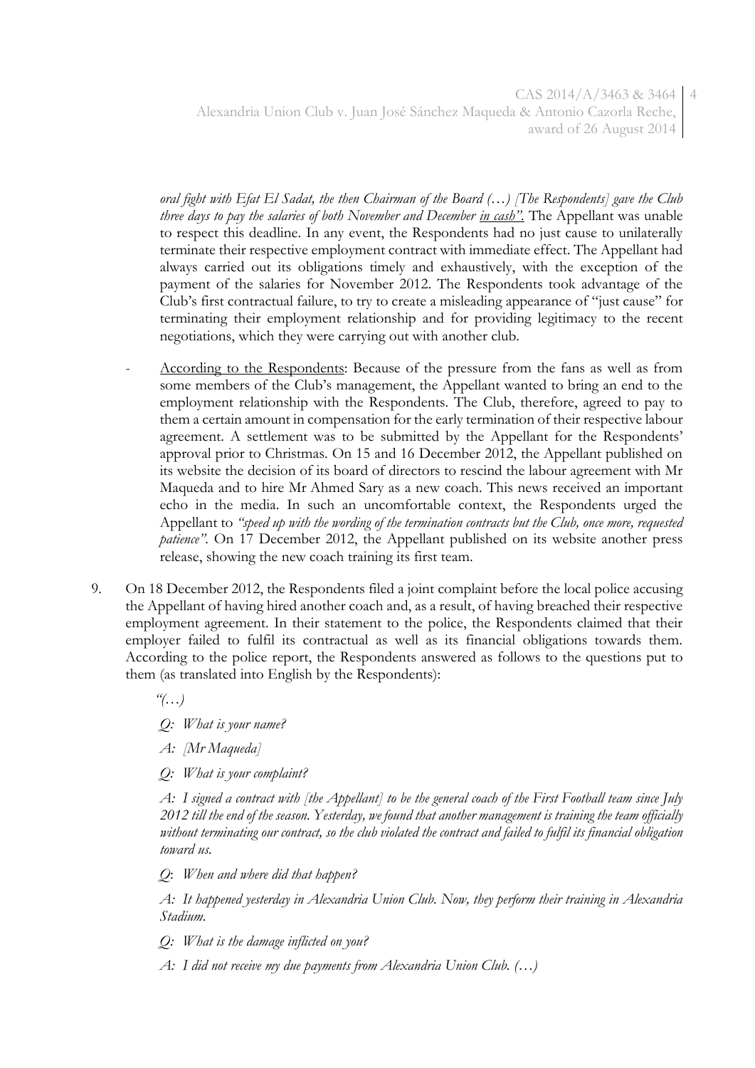*oral fight with Efat El Sadat, the then Chairman of the Board (…) [The Respondents] gave the Club three days to pay the salaries of both November and December in cash".* The Appellant was unable to respect this deadline. In any event, the Respondents had no just cause to unilaterally terminate their respective employment contract with immediate effect. The Appellant had always carried out its obligations timely and exhaustively, with the exception of the payment of the salaries for November 2012. The Respondents took advantage of the Club's first contractual failure, to try to create a misleading appearance of "just cause" for terminating their employment relationship and for providing legitimacy to the recent negotiations, which they were carrying out with another club.

- According to the Respondents: Because of the pressure from the fans as well as from some members of the Club's management, the Appellant wanted to bring an end to the employment relationship with the Respondents. The Club, therefore, agreed to pay to them a certain amount in compensation for the early termination of their respective labour agreement. A settlement was to be submitted by the Appellant for the Respondents' approval prior to Christmas. On 15 and 16 December 2012, the Appellant published on its website the decision of its board of directors to rescind the labour agreement with Mr Maqueda and to hire Mr Ahmed Sary as a new coach. This news received an important echo in the media. In such an uncomfortable context, the Respondents urged the Appellant to *"speed up with the wording of the termination contracts but the Club, once more, requested patience"*. On 17 December 2012, the Appellant published on its website another press release, showing the new coach training its first team.

9. On 18 December 2012, the Respondents filed a joint complaint before the local police accusing the Appellant of having hired another coach and, as a result, of having breached their respective employment agreement. In their statement to the police, the Respondents claimed that their employer failed to fulfil its contractual as well as its financial obligations towards them. According to the police report, the Respondents answered as follows to the questions put to them (as translated into English by the Respondents):

   *"(…)*

   *Q: What is your name?*

   *A: [Mr Maqueda]*

   *Q: What is your complaint?*

   *A: I signed a contract with [the Appellant] to be the general coach of the First Football team since July 2012 till the end of the season. Yesterday, we found that another management is training the team officially without terminating our contract, so the club violated the contract and failed to fulfil its financial obligation toward us.*

   *Q: When and where did that happen?*

   *A: It happened yesterday in Alexandria Union Club. Now, they perform their training in Alexandria Stadium.*

   *Q: What is the damage inflicted on you?*

   *A: I did not receive my due payments from Alexandria Union Club. (…)*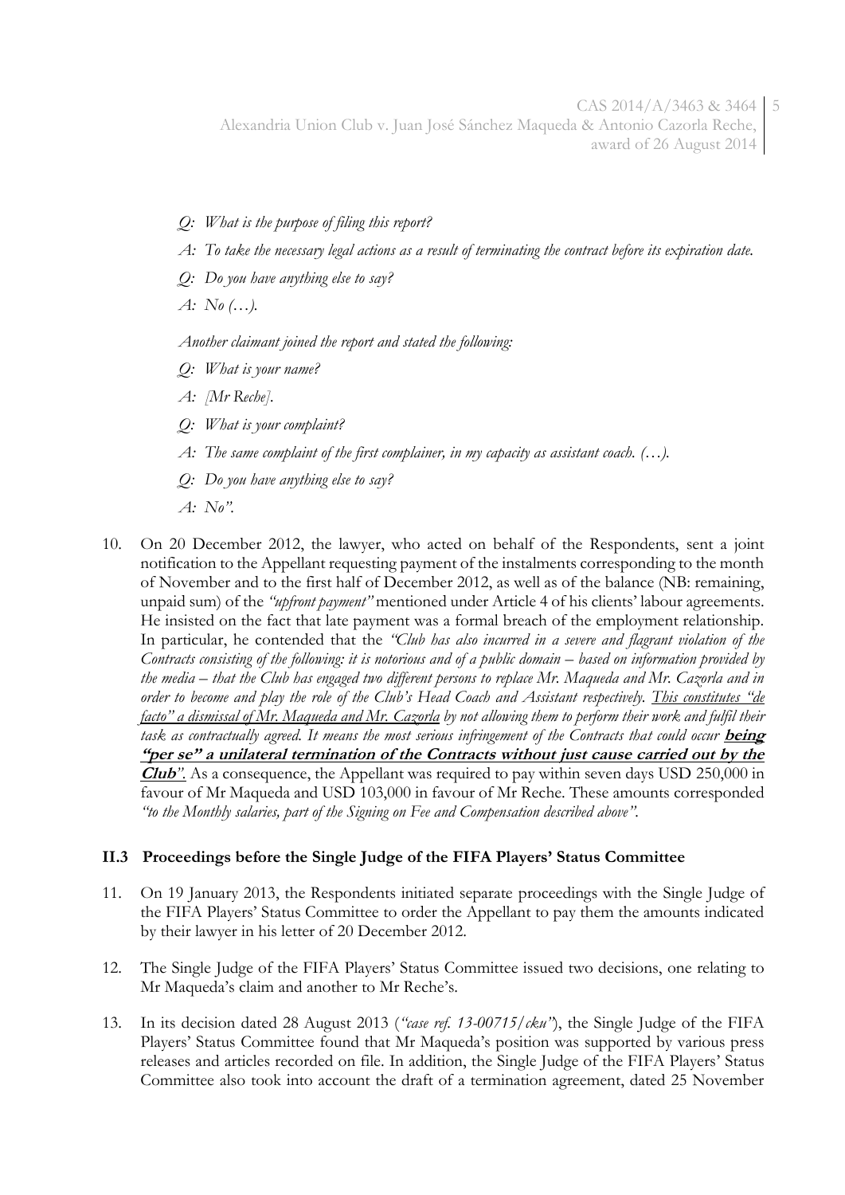*Q: What is the purpose of filing this report?*

*A: To take the necessary legal actions as a result of terminating the contract before its expiration date.*

*Q: Do you have anything else to say?*

*A: No (…).*

*Another claimant joined the report and stated the following:*

*Q: What is your name?*

*A: [Mr Reche].*

*Q: What is your complaint?*

*A: The same complaint of the first complainer, in my capacity as assistant coach. (…).*

*Q: Do you have anything else to say?*

*A: No".*

10. On 20 December 2012, the lawyer, who acted on behalf of the Respondents, sent a joint notification to the Appellant requesting payment of the instalments corresponding to the month of November and to the first half of December 2012, as well as of the balance (NB: remaining, unpaid sum) of the *"upfront payment"* mentioned under Article 4 of his clients' labour agreements. He insisted on the fact that late payment was a formal breach of the employment relationship. In particular, he contended that the *"Club has also incurred in a severe and flagrant violation of the Contracts consisting of the following: it is notorious and of a public domain – based on information provided by the media – that the Club has engaged two different persons to replace Mr. Maqueda and Mr. Cazorla and in order to become and play the role of the Club's Head Coach and Assistant respectively. <u>This constitutes "de facto" a dismissal of Mr. Maqueda and Mr. Cazorla</u> by not allowing them to perform their work and fulfil their task as contractually agreed. It means the most serious infringement of the Contracts that could occur* ***<u>being "per se" a unilateral termination of the Contracts without just cause carried out by the Club</u>"***. As a consequence, the Appellant was required to pay within seven days USD 250,000 in favour of Mr Maqueda and USD 103,000 in favour of Mr Reche. These amounts corresponded *"to the Monthly salaries, part of the Signing on Fee and Compensation described above"*.

### II.3 Proceedings before the Single Judge of the FIFA Players' Status Committee

11. On 19 January 2013, the Respondents initiated separate proceedings with the Single Judge of the FIFA Players' Status Committee to order the Appellant to pay them the amounts indicated by their lawyer in his letter of 20 December 2012.

12. The Single Judge of the FIFA Players' Status Committee issued two decisions, one relating to Mr Maqueda's claim and another to Mr Reche's.

13. In its decision dated 28 August 2013 (*"case ref. 13-00715/cku"*), the Single Judge of the FIFA Players' Status Committee found that Mr Maqueda's position was supported by various press releases and articles recorded on file. In addition, the Single Judge of the FIFA Players' Status Committee also took into account the draft of a termination agreement, dated 25 November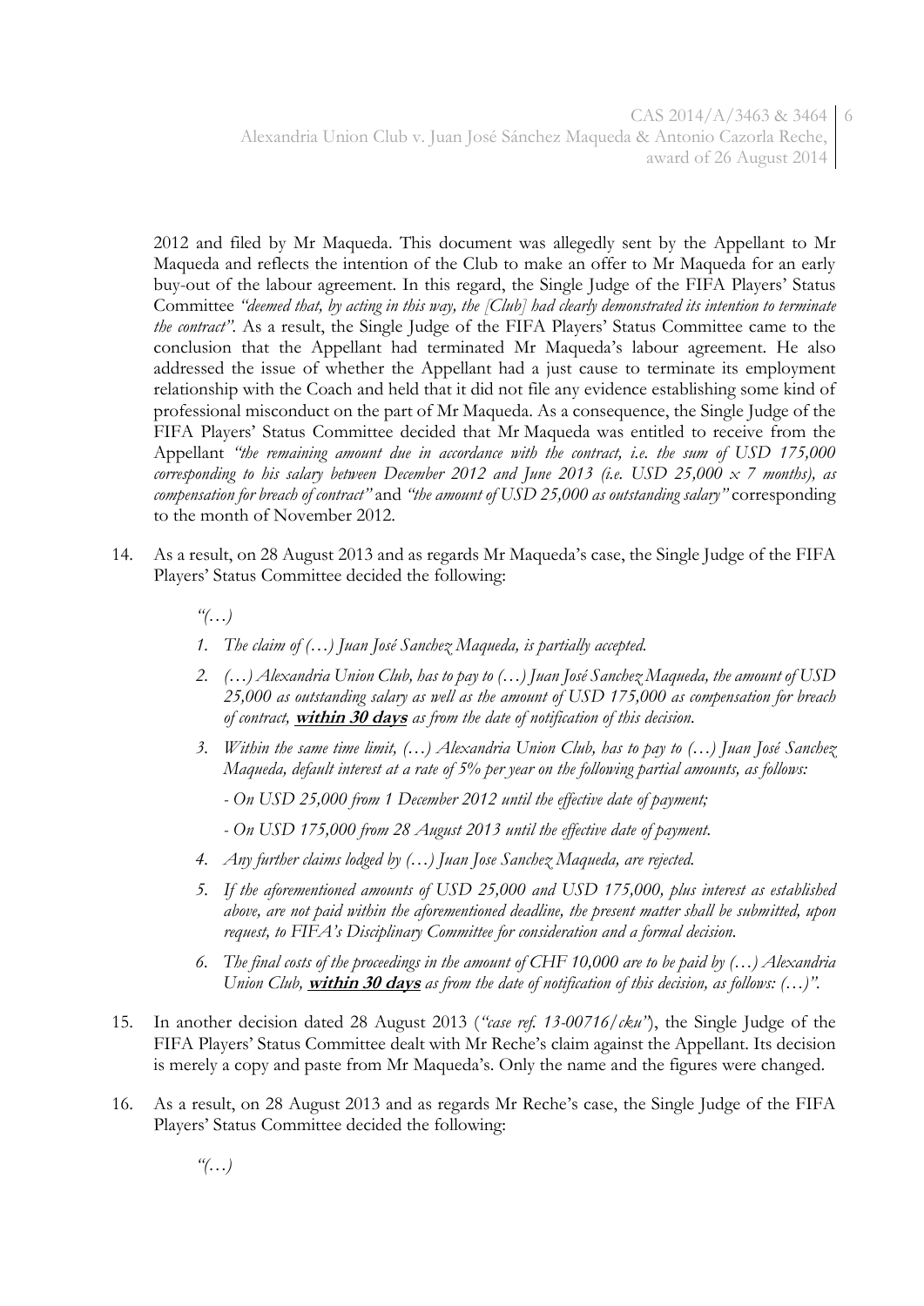2012 and filed by Mr Maqueda. This document was allegedly sent by the Appellant to Mr Maqueda and reflects the intention of the Club to make an offer to Mr Maqueda for an early buy-out of the labour agreement. In this regard, the Single Judge of the FIFA Players' Status Committee *"deemed that, by acting in this way, the [Club] had clearly demonstrated its intention to terminate the contract"*. As a result, the Single Judge of the FIFA Players' Status Committee came to the conclusion that the Appellant had terminated Mr Maqueda's labour agreement. He also addressed the issue of whether the Appellant had a just cause to terminate its employment relationship with the Coach and held that it did not file any evidence establishing some kind of professional misconduct on the part of Mr Maqueda. As a consequence, the Single Judge of the FIFA Players' Status Committee decided that Mr Maqueda was entitled to receive from the Appellant *"the remaining amount due in accordance with the contract, i.e. the sum of USD 175,000 corresponding to his salary between December 2012 and June 2013 (i.e. USD 25,000 x 7 months), as compensation for breach of contract"* and *"the amount of USD 25,000 as outstanding salary"* corresponding to the month of November 2012.

14. As a result, on 28 August 2013 and as regards Mr Maqueda's case, the Single Judge of the FIFA Players' Status Committee decided the following:

    *"(…)*

    1. *The claim of (…) Juan José Sanchez Maqueda, is partially accepted.*
    2. *(…) Alexandria Union Club, has to pay to (…) Juan José Sanchez Maqueda, the amount of USD 25,000 as outstanding salary as well as the amount of USD 175,000 as compensation for breach of contract,* ***within 30 days*** *as from the date of notification of this decision.*
    3. *Within the same time limit, (…) Alexandria Union Club, has to pay to (…) Juan José Sanchez Maqueda, default interest at a rate of 5% per year on the following partial amounts, as follows:*

       *- On USD 25,000 from 1 December 2012 until the effective date of payment;*

       *- On USD 175,000 from 28 August 2013 until the effective date of payment.*
    4. *Any further claims lodged by (…) Juan Jose Sanchez Maqueda, are rejected.*
    5. *If the aforementioned amounts of USD 25,000 and USD 175,000, plus interest as established above, are not paid within the aforementioned deadline, the present matter shall be submitted, upon request, to FIFA's Disciplinary Committee for consideration and a formal decision.*
    6. *The final costs of the proceedings in the amount of CHF 10,000 are to be paid by (…) Alexandria Union Club,* ***within 30 days*** *as from the date of notification of this decision, as follows: (…)".*

15. In another decision dated 28 August 2013 (*"case ref. 13-00716/cku"*), the Single Judge of the FIFA Players' Status Committee dealt with Mr Reche's claim against the Appellant. Its decision is merely a copy and paste from Mr Maqueda's. Only the name and the figures were changed.

16. As a result, on 28 August 2013 and as regards Mr Reche's case, the Single Judge of the FIFA Players' Status Committee decided the following:

    *"(…)*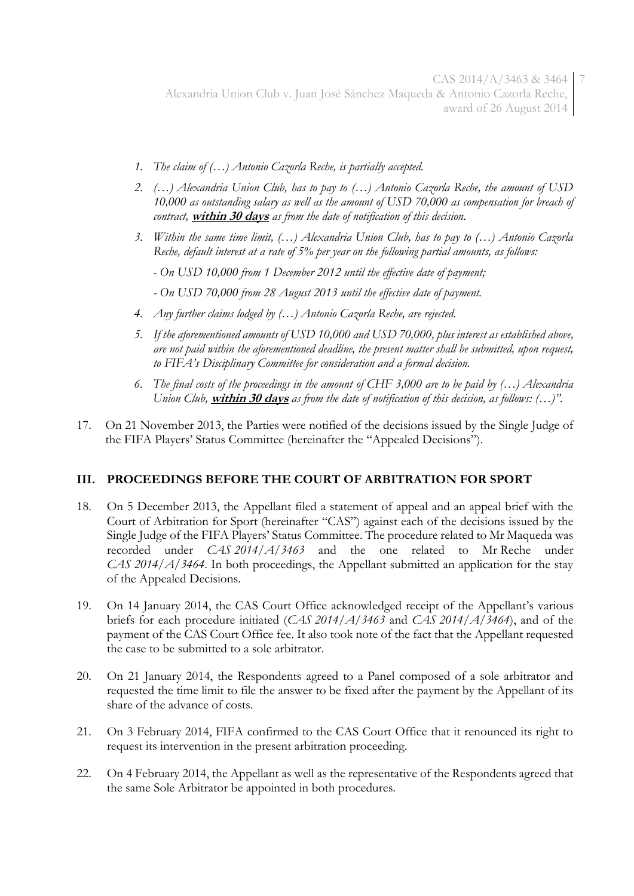1. *The claim of (…) Antonio Cazorla Reche, is partially accepted.*
2. *(…) Alexandria Union Club, has to pay to (…) Antonio Cazorla Reche, the amount of USD 10,000 as outstanding salary as well as the amount of USD 70,000 as compensation for breach of contract,* ***within 30 days*** *as from the date of notification of this decision.*
3. *Within the same time limit, (…) Alexandria Union Club, has to pay to (…) Antonio Cazorla Reche, default interest at a rate of 5% per year on the following partial amounts, as follows:*

   *- On USD 10,000 from 1 December 2012 until the effective date of payment;*

   *- On USD 70,000 from 28 August 2013 until the effective date of payment.*
4. *Any further claims lodged by (…) Antonio Cazorla Reche, are rejected.*
5. *If the aforementioned amounts of USD 10,000 and USD 70,000, plus interest as established above, are not paid within the aforementioned deadline, the present matter shall be submitted, upon request, to FIFA's Disciplinary Committee for consideration and a formal decision.*
6. *The final costs of the proceedings in the amount of CHF 3,000 are to be paid by (…) Alexandria Union Club,* ***within 30 days*** *as from the date of notification of this decision, as follows: (…)".*

17. On 21 November 2013, the Parties were notified of the decisions issued by the Single Judge of the FIFA Players' Status Committee (hereinafter the "Appealed Decisions").

## III. PROCEEDINGS BEFORE THE COURT OF ARBITRATION FOR SPORT

18. On 5 December 2013, the Appellant filed a statement of appeal and an appeal brief with the Court of Arbitration for Sport (hereinafter "CAS") against each of the decisions issued by the Single Judge of the FIFA Players' Status Committee. The procedure related to Mr Maqueda was recorded under *CAS 2014/A/3463* and the one related to Mr Reche under *CAS 2014/A/3464*. In both proceedings, the Appellant submitted an application for the stay of the Appealed Decisions.

19. On 14 January 2014, the CAS Court Office acknowledged receipt of the Appellant's various briefs for each procedure initiated (*CAS 2014/A/3463* and *CAS 2014/A/3464*), and of the payment of the CAS Court Office fee. It also took note of the fact that the Appellant requested the case to be submitted to a sole arbitrator.

20. On 21 January 2014, the Respondents agreed to a Panel composed of a sole arbitrator and requested the time limit to file the answer to be fixed after the payment by the Appellant of its share of the advance of costs.

21. On 3 February 2014, FIFA confirmed to the CAS Court Office that it renounced its right to request its intervention in the present arbitration proceeding.

22. On 4 February 2014, the Appellant as well as the representative of the Respondents agreed that the same Sole Arbitrator be appointed in both procedures.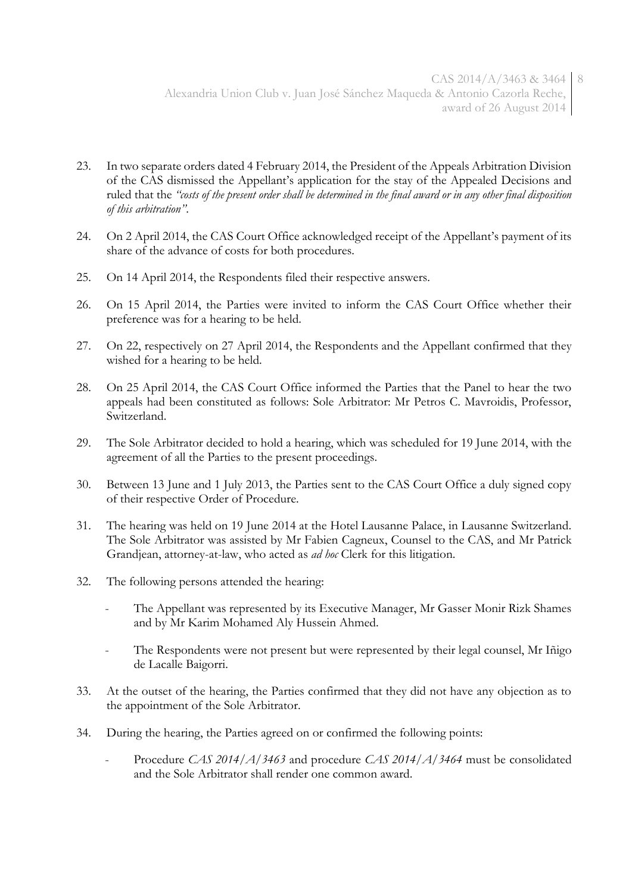23. In two separate orders dated 4 February 2014, the President of the Appeals Arbitration Division of the CAS dismissed the Appellant's application for the stay of the Appealed Decisions and ruled that the *"costs of the present order shall be determined in the final award or in any other final disposition of this arbitration"*.

24. On 2 April 2014, the CAS Court Office acknowledged receipt of the Appellant's payment of its share of the advance of costs for both procedures.

25. On 14 April 2014, the Respondents filed their respective answers.

26. On 15 April 2014, the Parties were invited to inform the CAS Court Office whether their preference was for a hearing to be held.

27. On 22, respectively on 27 April 2014, the Respondents and the Appellant confirmed that they wished for a hearing to be held.

28. On 25 April 2014, the CAS Court Office informed the Parties that the Panel to hear the two appeals had been constituted as follows: Sole Arbitrator: Mr Petros C. Mavroidis, Professor, Switzerland.

29. The Sole Arbitrator decided to hold a hearing, which was scheduled for 19 June 2014, with the agreement of all the Parties to the present proceedings.

30. Between 13 June and 1 July 2013, the Parties sent to the CAS Court Office a duly signed copy of their respective Order of Procedure.

31. The hearing was held on 19 June 2014 at the Hotel Lausanne Palace, in Lausanne Switzerland. The Sole Arbitrator was assisted by Mr Fabien Cagneux, Counsel to the CAS, and Mr Patrick Grandjean, attorney-at-law, who acted as *ad hoc* Clerk for this litigation.

32. The following persons attended the hearing:

    - The Appellant was represented by its Executive Manager, Mr Gasser Monir Rizk Shames and by Mr Karim Mohamed Aly Hussein Ahmed.
    - The Respondents were not present but were represented by their legal counsel, Mr Iñigo de Lacalle Baigorri.

33. At the outset of the hearing, the Parties confirmed that they did not have any objection as to the appointment of the Sole Arbitrator.

34. During the hearing, the Parties agreed on or confirmed the following points:

    - Procedure *CAS 2014/A/3463* and procedure *CAS 2014/A/3464* must be consolidated and the Sole Arbitrator shall render one common award.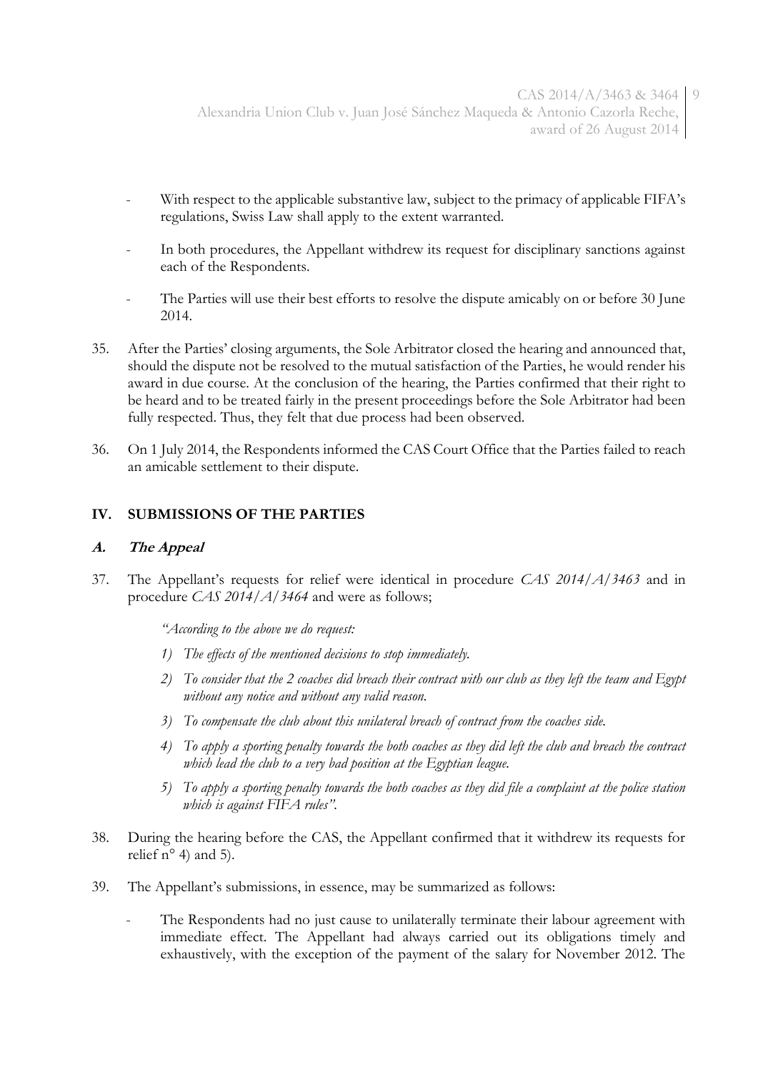- With respect to the applicable substantive law, subject to the primacy of applicable FIFA's regulations, Swiss Law shall apply to the extent warranted.

- In both procedures, the Appellant withdrew its request for disciplinary sanctions against each of the Respondents.

- The Parties will use their best efforts to resolve the dispute amicably on or before 30 June 2014.

35. After the Parties' closing arguments, the Sole Arbitrator closed the hearing and announced that, should the dispute not be resolved to the mutual satisfaction of the Parties, he would render his award in due course. At the conclusion of the hearing, the Parties confirmed that their right to be heard and to be treated fairly in the present proceedings before the Sole Arbitrator had been fully respected. Thus, they felt that due process had been observed.

36. On 1 July 2014, the Respondents informed the CAS Court Office that the Parties failed to reach an amicable settlement to their dispute.

## IV. SUBMISSIONS OF THE PARTIES

### *A. The Appeal*

37. The Appellant's requests for relief were identical in procedure *CAS 2014/A/3463* and in procedure *CAS 2014/A/3464* and were as follows;

    *"According to the above we do request:*

    *1) The effects of the mentioned decisions to stop immediately.*

    *2) To consider that the 2 coaches did breach their contract with our club as they left the team and Egypt without any notice and without any valid reason.*

    *3) To compensate the club about this unilateral breach of contract from the coaches side.*

    *4) To apply a sporting penalty towards the both coaches as they did left the club and breach the contract which lead the club to a very bad position at the Egyptian league.*

    *5) To apply a sporting penalty towards the both coaches as they did file a complaint at the police station which is against FIFA rules".*

38. During the hearing before the CAS, the Appellant confirmed that it withdrew its requests for relief n° 4) and 5).

39. The Appellant's submissions, in essence, may be summarized as follows:

    - The Respondents had no just cause to unilaterally terminate their labour agreement with immediate effect. The Appellant had always carried out its obligations timely and exhaustively, with the exception of the payment of the salary for November 2012. The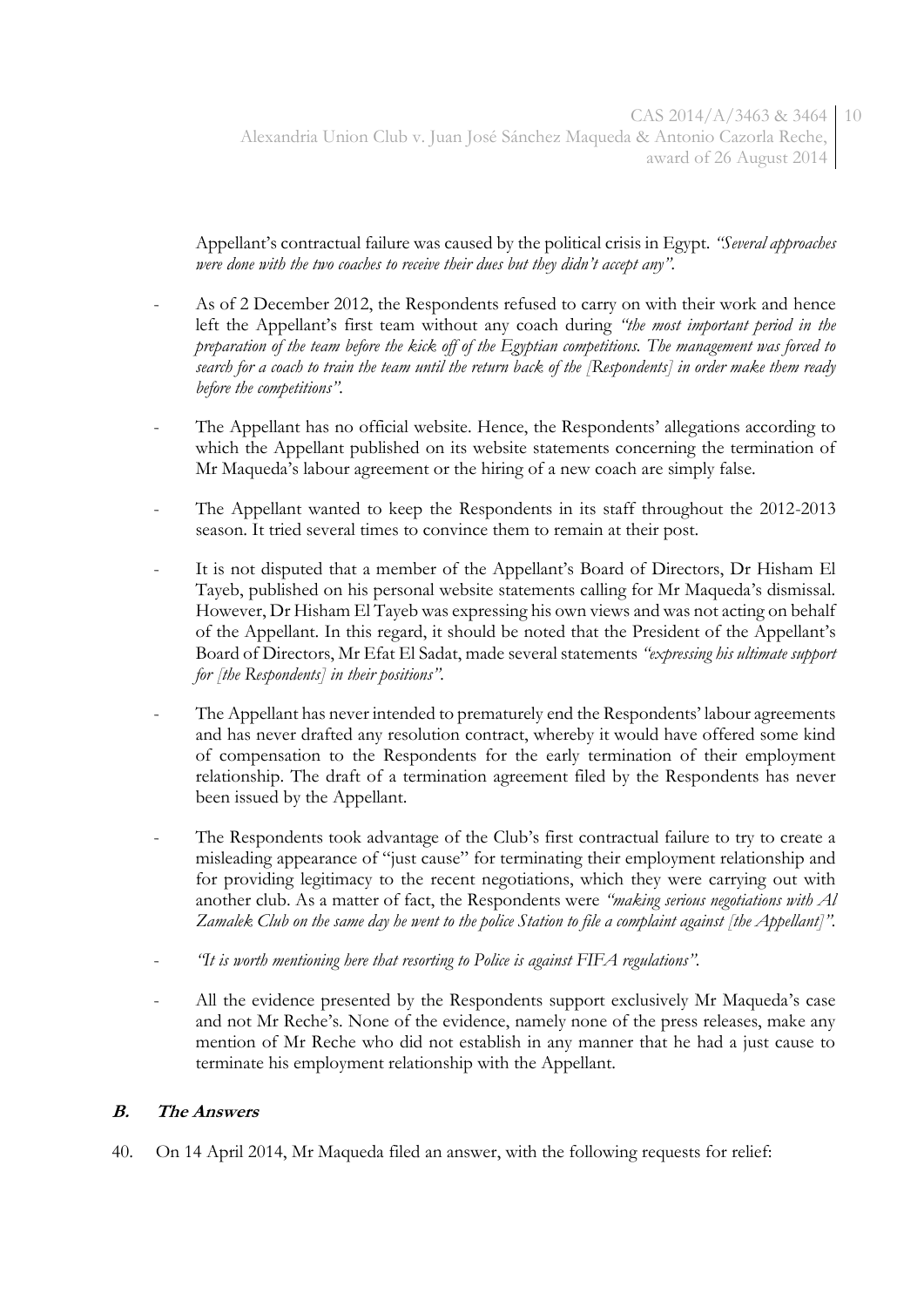Appellant's contractual failure was caused by the political crisis in Egypt. *"Several approaches were done with the two coaches to receive their dues but they didn't accept any"*.

- As of 2 December 2012, the Respondents refused to carry on with their work and hence left the Appellant's first team without any coach during *"the most important period in the preparation of the team before the kick off of the Egyptian competitions. The management was forced to search for a coach to train the team until the return back of the [Respondents] in order make them ready before the competitions"*.
- The Appellant has no official website. Hence, the Respondents' allegations according to which the Appellant published on its website statements concerning the termination of Mr Maqueda's labour agreement or the hiring of a new coach are simply false.
- The Appellant wanted to keep the Respondents in its staff throughout the 2012-2013 season. It tried several times to convince them to remain at their post.
- It is not disputed that a member of the Appellant's Board of Directors, Dr Hisham El Tayeb, published on his personal website statements calling for Mr Maqueda's dismissal. However, Dr Hisham El Tayeb was expressing his own views and was not acting on behalf of the Appellant. In this regard, it should be noted that the President of the Appellant's Board of Directors, Mr Efat El Sadat, made several statements *"expressing his ultimate support for [the Respondents] in their positions"*.
- The Appellant has never intended to prematurely end the Respondents' labour agreements and has never drafted any resolution contract, whereby it would have offered some kind of compensation to the Respondents for the early termination of their employment relationship. The draft of a termination agreement filed by the Respondents has never been issued by the Appellant.
- The Respondents took advantage of the Club's first contractual failure to try to create a misleading appearance of "just cause" for terminating their employment relationship and for providing legitimacy to the recent negotiations, which they were carrying out with another club. As a matter of fact, the Respondents were *"making serious negotiations with Al Zamalek Club on the same day he went to the police Station to file a complaint against [the Appellant]"*.
- *"It is worth mentioning here that resorting to Police is against FIFA regulations"*.
- All the evidence presented by the Respondents support exclusively Mr Maqueda's case and not Mr Reche's. None of the evidence, namely none of the press releases, make any mention of Mr Reche who did not establish in any manner that he had a just cause to terminate his employment relationship with the Appellant.

## B. The Answers

40. On 14 April 2014, Mr Maqueda filed an answer, with the following requests for relief: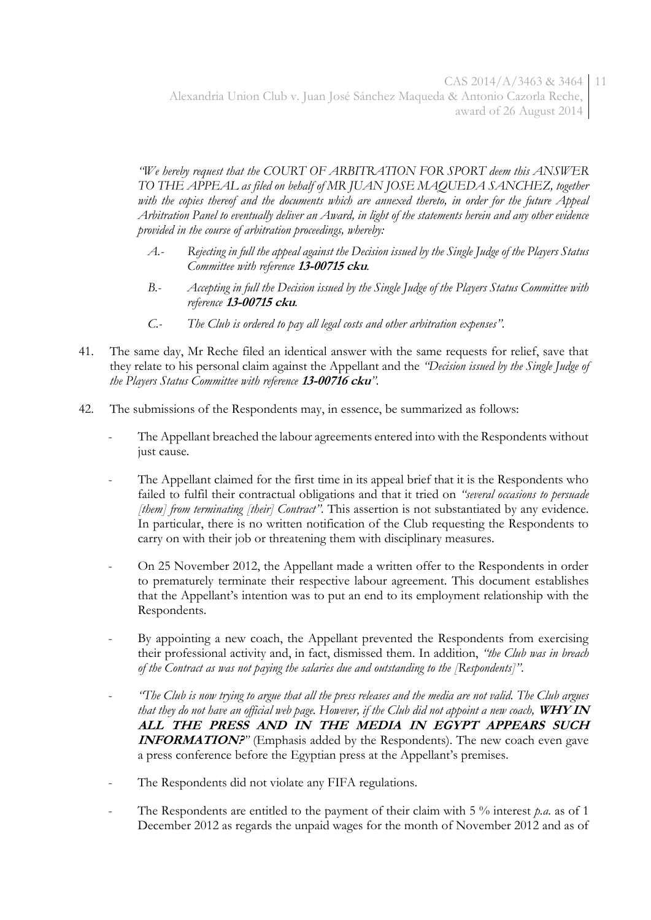*"We hereby request that the COURT OF ARBITRATION FOR SPORT deem this ANSWER TO THE APPEAL as filed on behalf of MR JUAN JOSE MAQUEDA SANCHEZ, together with the copies thereof and the documents which are annexed thereto, in order for the future Appeal Arbitration Panel to eventually deliver an Award, in light of the statements herein and any other evidence provided in the course of arbitration proceedings, whereby:*

> *A.- Rejecting in full the appeal against the Decision issued by the Single Judge of the Players Status Committee with reference* ***13-00715 cku****.*
>
> *B.- Accepting in full the Decision issued by the Single Judge of the Players Status Committee with reference* ***13-00715 cku****.*
>
> *C.- The Club is ordered to pay all legal costs and other arbitration expenses".*

41. The same day, Mr Reche filed an identical answer with the same requests for relief, save that they relate to his personal claim against the Appellant and the *"Decision issued by the Single Judge of the Players Status Committee with reference* ***13-00716 cku****"*.

42. The submissions of the Respondents may, in essence, be summarized as follows:

    - The Appellant breached the labour agreements entered into with the Respondents without just cause.
    - The Appellant claimed for the first time in its appeal brief that it is the Respondents who failed to fulfil their contractual obligations and that it tried on *"several occasions to persuade [them] from terminating [their] Contract"*. This assertion is not substantiated by any evidence. In particular, there is no written notification of the Club requesting the Respondents to carry on with their job or threatening them with disciplinary measures.
    - On 25 November 2012, the Appellant made a written offer to the Respondents in order to prematurely terminate their respective labour agreement. This document establishes that the Appellant's intention was to put an end to its employment relationship with the Respondents.
    - By appointing a new coach, the Appellant prevented the Respondents from exercising their professional activity and, in fact, dismissed them. In addition, *"the Club was in breach of the Contract as was not paying the salaries due and outstanding to the [Respondents]"*.
    - *"The Club is now trying to argue that all the press releases and the media are not valid. The Club argues that they do not have an official web page. However, if the Club did not appoint a new coach,* ***WHY IN ALL THE PRESS AND IN THE MEDIA IN EGYPT APPEARS SUCH INFORMATION?****"* (Emphasis added by the Respondents). The new coach even gave a press conference before the Egyptian press at the Appellant's premises.
    - The Respondents did not violate any FIFA regulations.
    - The Respondents are entitled to the payment of their claim with 5 % interest *p.a.* as of 1 December 2012 as regards the unpaid wages for the month of November 2012 and as of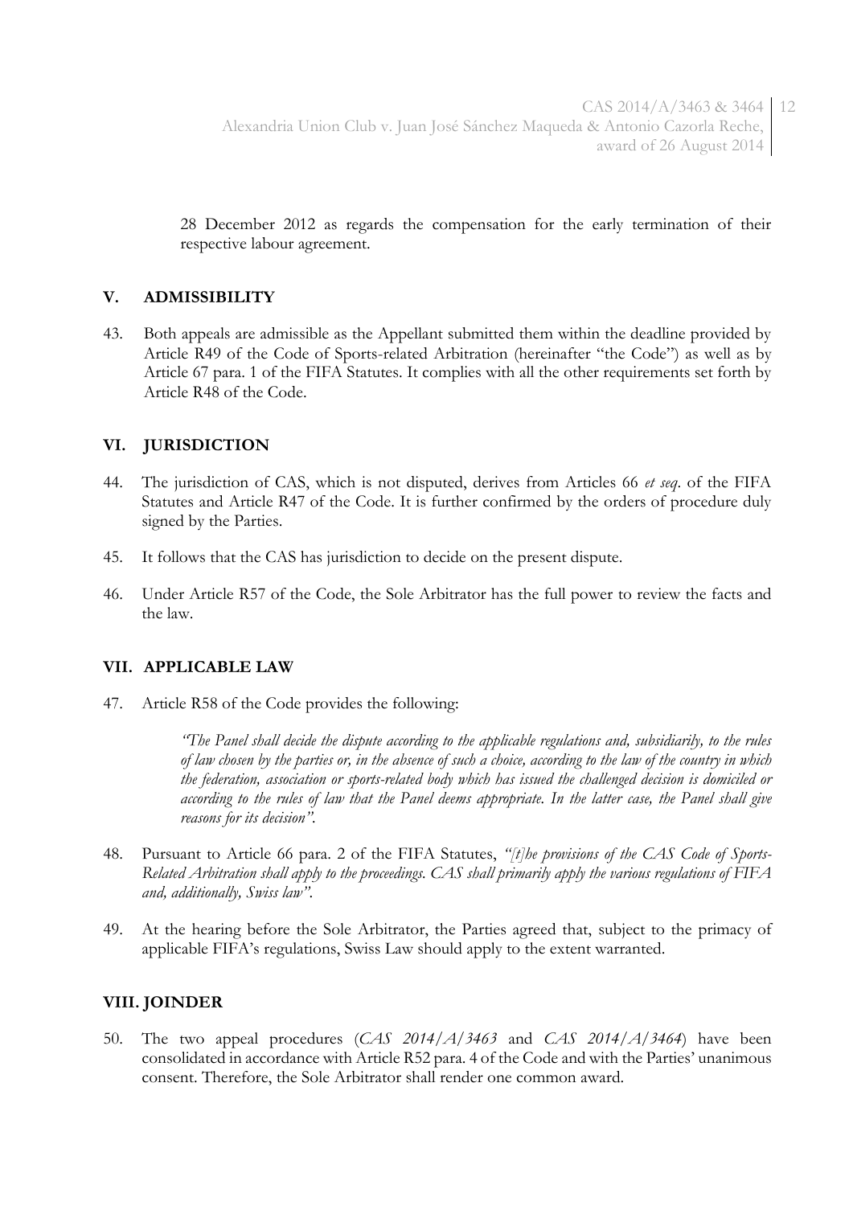28 December 2012 as regards the compensation for the early termination of their respective labour agreement.

## V. ADMISSIBILITY

43. Both appeals are admissible as the Appellant submitted them within the deadline provided by Article R49 of the Code of Sports-related Arbitration (hereinafter "the Code") as well as by Article 67 para. 1 of the FIFA Statutes. It complies with all the other requirements set forth by Article R48 of the Code.

## VI. JURISDICTION

44. The jurisdiction of CAS, which is not disputed, derives from Articles 66 *et seq*. of the FIFA Statutes and Article R47 of the Code. It is further confirmed by the orders of procedure duly signed by the Parties.

45. It follows that the CAS has jurisdiction to decide on the present dispute.

46. Under Article R57 of the Code, the Sole Arbitrator has the full power to review the facts and the law.

## VII. APPLICABLE LAW

47. Article R58 of the Code provides the following:

> *"The Panel shall decide the dispute according to the applicable regulations and, subsidiarily, to the rules of law chosen by the parties or, in the absence of such a choice, according to the law of the country in which the federation, association or sports-related body which has issued the challenged decision is domiciled or according to the rules of law that the Panel deems appropriate. In the latter case, the Panel shall give reasons for its decision"*.

48. Pursuant to Article 66 para. 2 of the FIFA Statutes, *"[t]he provisions of the CAS Code of Sports-Related Arbitration shall apply to the proceedings. CAS shall primarily apply the various regulations of FIFA and, additionally, Swiss law"*.

49. At the hearing before the Sole Arbitrator, the Parties agreed that, subject to the primacy of applicable FIFA's regulations, Swiss Law should apply to the extent warranted.

## VIII. JOINDER

50. The two appeal procedures (*CAS 2014/A/3463* and *CAS 2014/A/3464*) have been consolidated in accordance with Article R52 para. 4 of the Code and with the Parties' unanimous consent. Therefore, the Sole Arbitrator shall render one common award.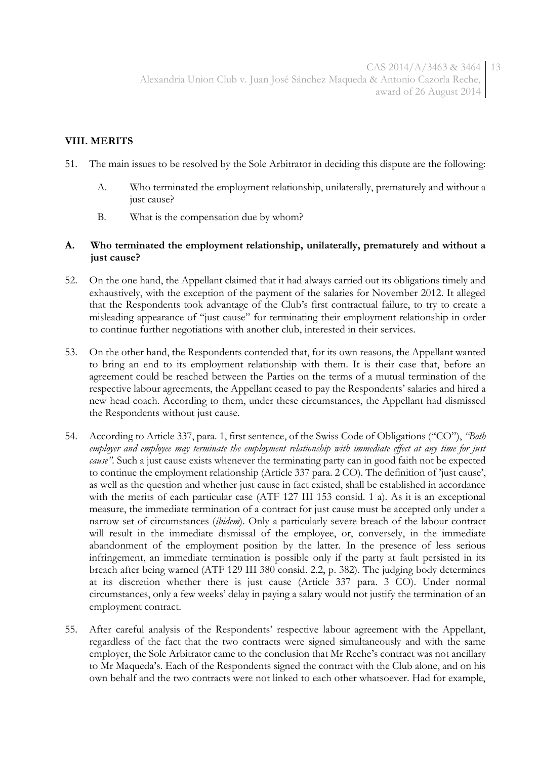## VIII. MERITS

51. The main issues to be resolved by the Sole Arbitrator in deciding this dispute are the following:

    A. Who terminated the employment relationship, unilaterally, prematurely and without a just cause?

    B. What is the compensation due by whom?

### A. Who terminated the employment relationship, unilaterally, prematurely and without a just cause?

52. On the one hand, the Appellant claimed that it had always carried out its obligations timely and exhaustively, with the exception of the payment of the salaries for November 2012. It alleged that the Respondents took advantage of the Club's first contractual failure, to try to create a misleading appearance of "just cause" for terminating their employment relationship in order to continue further negotiations with another club, interested in their services.

53. On the other hand, the Respondents contended that, for its own reasons, the Appellant wanted to bring an end to its employment relationship with them. It is their case that, before an agreement could be reached between the Parties on the terms of a mutual termination of the respective labour agreements, the Appellant ceased to pay the Respondents' salaries and hired a new head coach. According to them, under these circumstances, the Appellant had dismissed the Respondents without just cause.

54. According to Article 337, para. 1, first sentence, of the Swiss Code of Obligations ("CO"), *"Both employer and employee may terminate the employment relationship with immediate effect at any time for just cause"*. Such a just cause exists whenever the terminating party can in good faith not be expected to continue the employment relationship (Article 337 para. 2 CO). The definition of 'just cause', as well as the question and whether just cause in fact existed, shall be established in accordance with the merits of each particular case (ATF 127 III 153 consid. 1 a). As it is an exceptional measure, the immediate termination of a contract for just cause must be accepted only under a narrow set of circumstances (*ibidem*). Only a particularly severe breach of the labour contract will result in the immediate dismissal of the employee, or, conversely, in the immediate abandonment of the employment position by the latter. In the presence of less serious infringement, an immediate termination is possible only if the party at fault persisted in its breach after being warned (ATF 129 III 380 consid. 2.2, p. 382). The judging body determines at its discretion whether there is just cause (Article 337 para. 3 CO). Under normal circumstances, only a few weeks' delay in paying a salary would not justify the termination of an employment contract.

55. After careful analysis of the Respondents' respective labour agreement with the Appellant, regardless of the fact that the two contracts were signed simultaneously and with the same employer, the Sole Arbitrator came to the conclusion that Mr Reche's contract was not ancillary to Mr Maqueda's. Each of the Respondents signed the contract with the Club alone, and on his own behalf and the two contracts were not linked to each other whatsoever. Had for example,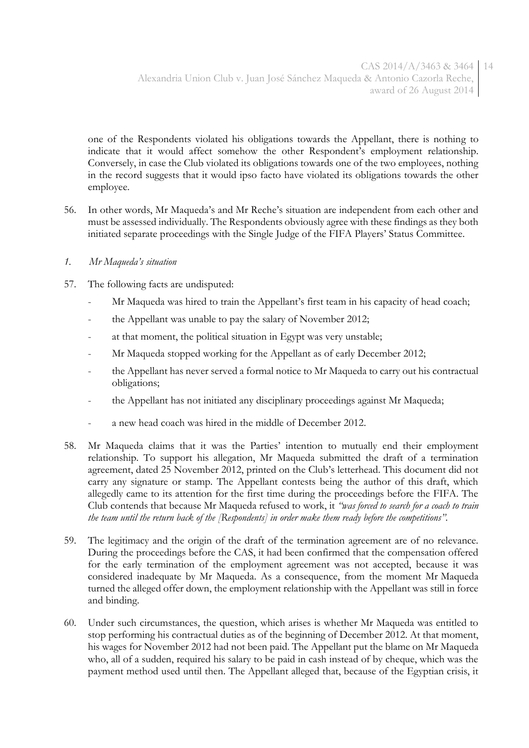one of the Respondents violated his obligations towards the Appellant, there is nothing to indicate that it would affect somehow the other Respondent's employment relationship. Conversely, in case the Club violated its obligations towards one of the two employees, nothing in the record suggests that it would ipso facto have violated its obligations towards the other employee.

56. In other words, Mr Maqueda's and Mr Reche's situation are independent from each other and must be assessed individually. The Respondents obviously agree with these findings as they both initiated separate proceedings with the Single Judge of the FIFA Players' Status Committee.

*1. Mr Maqueda's situation*

57. The following facts are undisputed:
    - Mr Maqueda was hired to train the Appellant's first team in his capacity of head coach;
    - the Appellant was unable to pay the salary of November 2012;
    - at that moment, the political situation in Egypt was very unstable;
    - Mr Maqueda stopped working for the Appellant as of early December 2012;
    - the Appellant has never served a formal notice to Mr Maqueda to carry out his contractual obligations;
    - the Appellant has not initiated any disciplinary proceedings against Mr Maqueda;
    - a new head coach was hired in the middle of December 2012.

58. Mr Maqueda claims that it was the Parties' intention to mutually end their employment relationship. To support his allegation, Mr Maqueda submitted the draft of a termination agreement, dated 25 November 2012, printed on the Club's letterhead. This document did not carry any signature or stamp. The Appellant contests being the author of this draft, which allegedly came to its attention for the first time during the proceedings before the FIFA. The Club contends that because Mr Maqueda refused to work, it *"was forced to search for a coach to train the team until the return back of the [Respondents] in order make them ready before the competitions"*.

59. The legitimacy and the origin of the draft of the termination agreement are of no relevance. During the proceedings before the CAS, it had been confirmed that the compensation offered for the early termination of the employment agreement was not accepted, because it was considered inadequate by Mr Maqueda. As a consequence, from the moment Mr Maqueda turned the alleged offer down, the employment relationship with the Appellant was still in force and binding.

60. Under such circumstances, the question, which arises is whether Mr Maqueda was entitled to stop performing his contractual duties as of the beginning of December 2012. At that moment, his wages for November 2012 had not been paid. The Appellant put the blame on Mr Maqueda who, all of a sudden, required his salary to be paid in cash instead of by cheque, which was the payment method used until then. The Appellant alleged that, because of the Egyptian crisis, it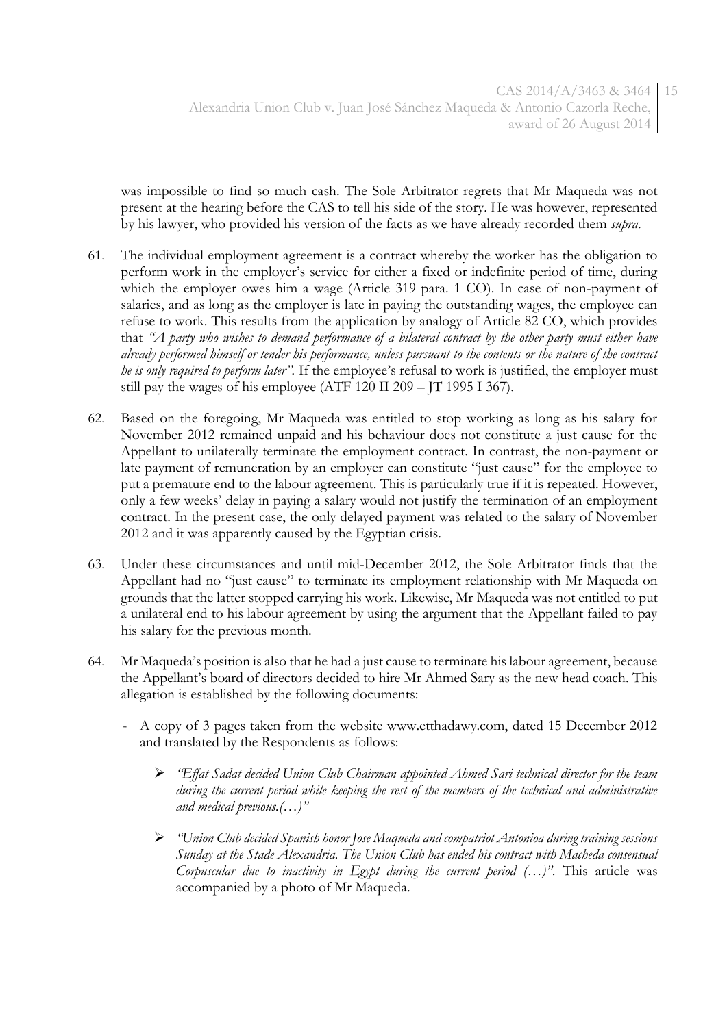was impossible to find so much cash. The Sole Arbitrator regrets that Mr Maqueda was not present at the hearing before the CAS to tell his side of the story. He was however, represented by his lawyer, who provided his version of the facts as we have already recorded them *supra*.

61. The individual employment agreement is a contract whereby the worker has the obligation to perform work in the employer's service for either a fixed or indefinite period of time, during which the employer owes him a wage (Article 319 para. 1 CO). In case of non-payment of salaries, and as long as the employer is late in paying the outstanding wages, the employee can refuse to work. This results from the application by analogy of Article 82 CO, which provides that *"A party who wishes to demand performance of a bilateral contract by the other party must either have already performed himself or tender his performance, unless pursuant to the contents or the nature of the contract he is only required to perform later"*. If the employee's refusal to work is justified, the employer must still pay the wages of his employee (ATF 120 II 209 – JT 1995 I 367).

62. Based on the foregoing, Mr Maqueda was entitled to stop working as long as his salary for November 2012 remained unpaid and his behaviour does not constitute a just cause for the Appellant to unilaterally terminate the employment contract. In contrast, the non-payment or late payment of remuneration by an employer can constitute "just cause" for the employee to put a premature end to the labour agreement. This is particularly true if it is repeated. However, only a few weeks' delay in paying a salary would not justify the termination of an employment contract. In the present case, the only delayed payment was related to the salary of November 2012 and it was apparently caused by the Egyptian crisis.

63. Under these circumstances and until mid-December 2012, the Sole Arbitrator finds that the Appellant had no "just cause" to terminate its employment relationship with Mr Maqueda on grounds that the latter stopped carrying his work. Likewise, Mr Maqueda was not entitled to put a unilateral end to his labour agreement by using the argument that the Appellant failed to pay his salary for the previous month.

64. Mr Maqueda's position is also that he had a just cause to terminate his labour agreement, because the Appellant's board of directors decided to hire Mr Ahmed Sary as the new head coach. This allegation is established by the following documents:

   - A copy of 3 pages taken from the website www.etthadawy.com, dated 15 December 2012 and translated by the Respondents as follows:

     - *"Effat Sadat decided Union Club Chairman appointed Ahmed Sari technical director for the team during the current period while keeping the rest of the members of the technical and administrative and medical previous.(…)"*

     - *"Union Club decided Spanish honor Jose Maqueda and compatriot Antonioa during training sessions Sunday at the Stade Alexandria. The Union Club has ended his contract with Macheda consensual Corpuscular due to inactivity in Egypt during the current period (…)"*. This article was accompanied by a photo of Mr Maqueda.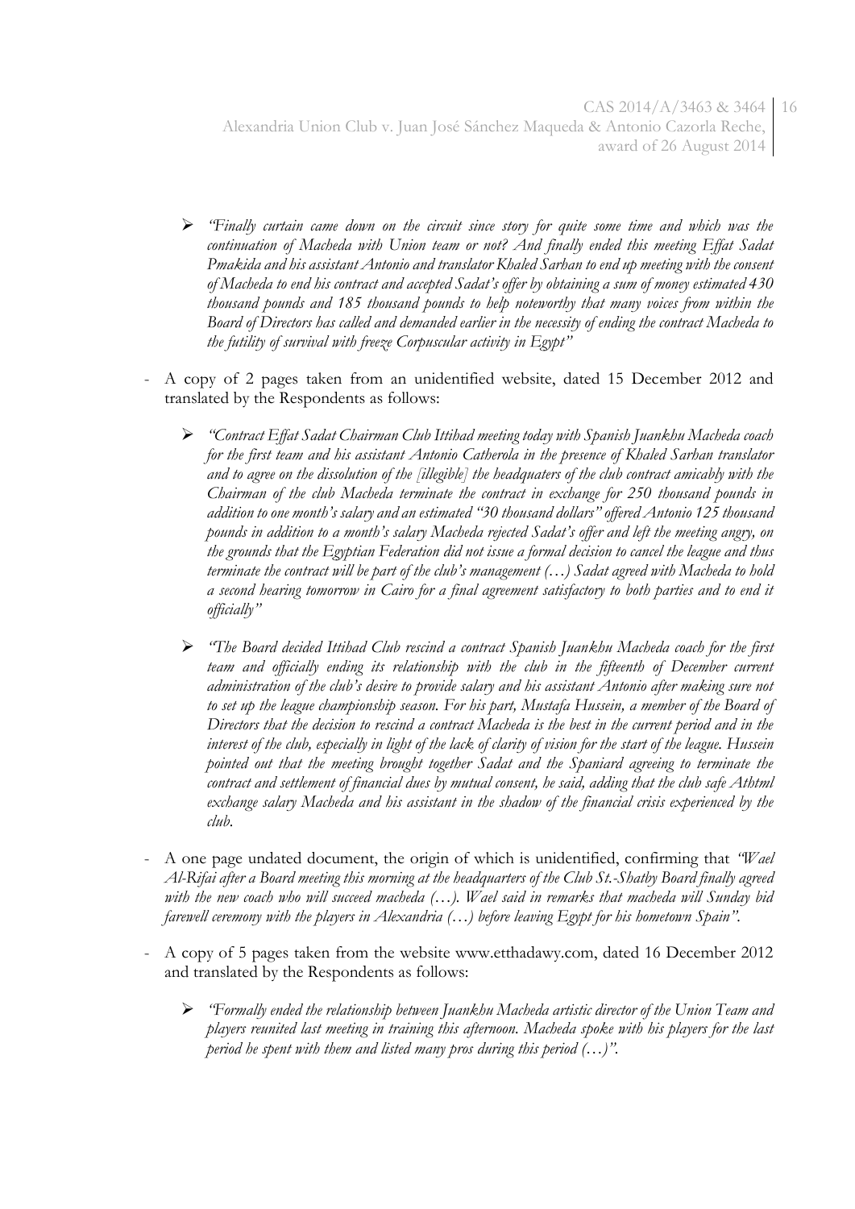- *"Finally curtain came down on the circuit since story for quite some time and which was the continuation of Macheda with Union team or not? And finally ended this meeting Effat Sadat Pmakida and his assistant Antonio and translator Khaled Sarhan to end up meeting with the consent of Macheda to end his contract and accepted Sadat's offer by obtaining a sum of money estimated 430 thousand pounds and 185 thousand pounds to help noteworthy that many voices from within the Board of Directors has called and demanded earlier in the necessity of ending the contract Macheda to the futility of survival with freeze Corpuscular activity in Egypt"*

- A copy of 2 pages taken from an unidentified website, dated 15 December 2012 and translated by the Respondents as follows:

  - *"Contract Effat Sadat Chairman Club Ittihad meeting today with Spanish Juankhu Macheda coach for the first team and his assistant Antonio Catherola in the presence of Khaled Sarhan translator and to agree on the dissolution of the [illegible] the headquaters of the club contract amicably with the Chairman of the club Macheda terminate the contract in exchange for 250 thousand pounds in addition to one month's salary and an estimated "30 thousand dollars" offered Antonio 125 thousand pounds in addition to a month's salary Macheda rejected Sadat's offer and left the meeting angry, on the grounds that the Egyptian Federation did not issue a formal decision to cancel the league and thus terminate the contract will be part of the club's management (…) Sadat agreed with Macheda to hold a second hearing tomorrow in Cairo for a final agreement satisfactory to both parties and to end it officially"*

  - *"The Board decided Ittihad Club rescind a contract Spanish Juankhu Macheda coach for the first team and officially ending its relationship with the club in the fifteenth of December current administration of the club's desire to provide salary and his assistant Antonio after making sure not to set up the league championship season. For his part, Mustafa Hussein, a member of the Board of Directors that the decision to rescind a contract Macheda is the best in the current period and in the interest of the club, especially in light of the lack of clarity of vision for the start of the league. Hussein pointed out that the meeting brought together Sadat and the Spaniard agreeing to terminate the contract and settlement of financial dues by mutual consent, he said, adding that the club safe Athtml exchange salary Macheda and his assistant in the shadow of the financial crisis experienced by the club.*

- A one page undated document, the origin of which is unidentified, confirming that *"Wael Al-Rifai after a Board meeting this morning at the headquarters of the Club St.-Shatby Board finally agreed with the new coach who will succeed macheda (…). Wael said in remarks that macheda will Sunday bid farewell ceremony with the players in Alexandria (…) before leaving Egypt for his hometown Spain"*.

- A copy of 5 pages taken from the website www.etthadawy.com, dated 16 December 2012 and translated by the Respondents as follows:

  - *"Formally ended the relationship between Juankhu Macheda artistic director of the Union Team and players reunited last meeting in training this afternoon. Macheda spoke with his players for the last period he spent with them and listed many pros during this period (…)"*.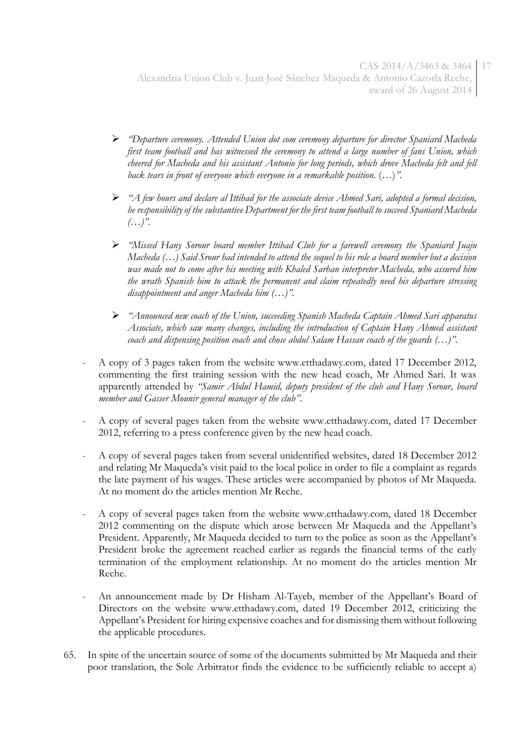- *"Departure ceremony. Attended Union dot com ceremony departure for director Spaniard Macheda first team football and has witnessed the ceremony to attend a large number of fans Union, which cheered for Macheda and his assistant Antonio for long periods, which drove Macheda felt and fell back tears in front of everyone which everyone in a remarkable position.* (…)*".*

- *"A few hours and declare al Ittihad for the associate device Ahmed Sari, adopted a formal decision, he responsibility of the substantive Department for the first team football to succeed Spaniard Macheda (…)".*

- *"Missed Hany Sorour board member Ittihad Club for a farewell ceremony the Spaniard Juaju Macheda (…) Said Srour had intended to attend the sequel to his role a board member but a decision was made not to come after his meeting with Khaled Sarhan interpreter Macheda, who assured him the wrath Spanish him to attack the permanent and claim repeatedly need his departure stressing disappointment and anger Macheda him (…)".*

- *"Announced new coach of the Union, succeeding Spanish Macheda Captain Ahmed Sari apparatus Associate, which saw many changes, including the introduction of Captain Hany Ahmed assistant coach and dispensing position coach and chose abdul Salam Hassan coach of the guards (…)".*

- A copy of 3 pages taken from the website www.etthadawy.com, dated 17 December 2012, commenting the first training session with the new head coach, Mr Ahmed Sari. It was apparently attended by *"Samir Abdul Hamid, deputy president of the club and Hany Sorour, board member and Gasser Mounir general manager of the club".*

- A copy of several pages taken from the website www.etthadawy.com, dated 17 December 2012, referring to a press conference given by the new head coach.

- A copy of several pages taken from several unidentified websites, dated 18 December 2012 and relating Mr Maqueda's visit paid to the local police in order to file a complaint as regards the late payment of his wages. These articles were accompanied by photos of Mr Maqueda. At no moment do the articles mention Mr Reche.

- A copy of several pages taken from the website www.etthadawy.com, dated 18 December 2012 commenting on the dispute which arose between Mr Maqueda and the Appellant's President. Apparently, Mr Maqueda decided to turn to the police as soon as the Appellant's President broke the agreement reached earlier as regards the financial terms of the early termination of the employment relationship. At no moment do the articles mention Mr Reche.

- An announcement made by Dr Hisham Al-Tayeb, member of the Appellant's Board of Directors on the website www.etthadawy.com, dated 19 December 2012, criticizing the Appellant's President for hiring expensive coaches and for dismissing them without following the applicable procedures.

65. In spite of the uncertain source of some of the documents submitted by Mr Maqueda and their poor translation, the Sole Arbitrator finds the evidence to be sufficiently reliable to accept a)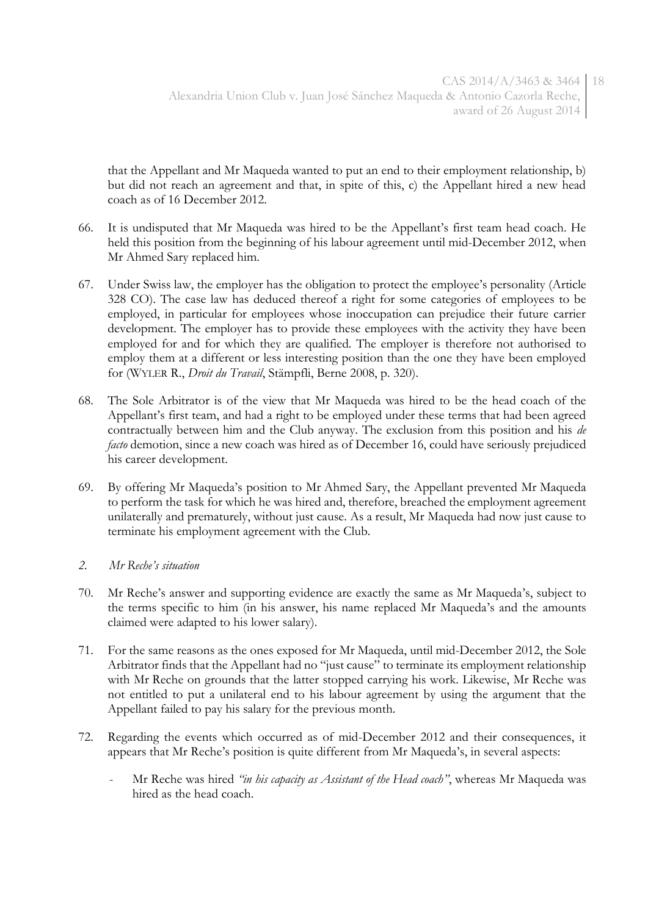that the Appellant and Mr Maqueda wanted to put an end to their employment relationship, b) but did not reach an agreement and that, in spite of this, c) the Appellant hired a new head coach as of 16 December 2012.

66. It is undisputed that Mr Maqueda was hired to be the Appellant's first team head coach. He held this position from the beginning of his labour agreement until mid-December 2012, when Mr Ahmed Sary replaced him.

67. Under Swiss law, the employer has the obligation to protect the employee's personality (Article 328 CO). The case law has deduced thereof a right for some categories of employees to be employed, in particular for employees whose inoccupation can prejudice their future carrier development. The employer has to provide these employees with the activity they have been employed for and for which they are qualified. The employer is therefore not authorised to employ them at a different or less interesting position than the one they have been employed for (WYLER R., *Droit du Travail*, Stämpfli, Berne 2008, p. 320).

68. The Sole Arbitrator is of the view that Mr Maqueda was hired to be the head coach of the Appellant's first team, and had a right to be employed under these terms that had been agreed contractually between him and the Club anyway. The exclusion from this position and his *de facto* demotion, since a new coach was hired as of December 16, could have seriously prejudiced his career development.

69. By offering Mr Maqueda's position to Mr Ahmed Sary, the Appellant prevented Mr Maqueda to perform the task for which he was hired and, therefore, breached the employment agreement unilaterally and prematurely, without just cause. As a result, Mr Maqueda had now just cause to terminate his employment agreement with the Club.

*2. Mr Reche's situation*

70. Mr Reche's answer and supporting evidence are exactly the same as Mr Maqueda's, subject to the terms specific to him (in his answer, his name replaced Mr Maqueda's and the amounts claimed were adapted to his lower salary).

71. For the same reasons as the ones exposed for Mr Maqueda, until mid-December 2012, the Sole Arbitrator finds that the Appellant had no "just cause" to terminate its employment relationship with Mr Reche on grounds that the latter stopped carrying his work. Likewise, Mr Reche was not entitled to put a unilateral end to his labour agreement by using the argument that the Appellant failed to pay his salary for the previous month.

72. Regarding the events which occurred as of mid-December 2012 and their consequences, it appears that Mr Reche's position is quite different from Mr Maqueda's, in several aspects:

   - Mr Reche was hired *"in his capacity as Assistant of the Head coach"*, whereas Mr Maqueda was hired as the head coach.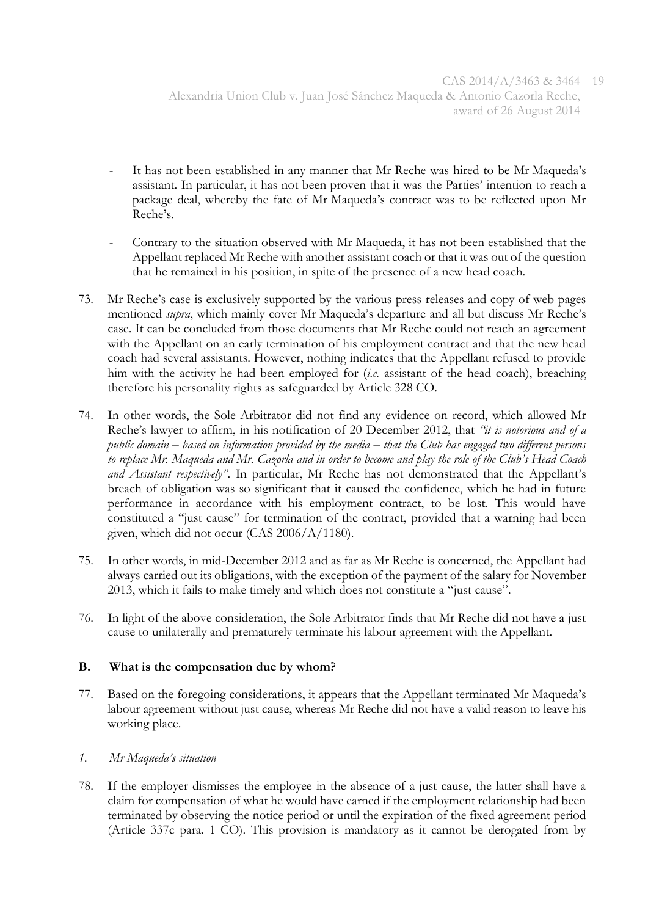- It has not been established in any manner that Mr Reche was hired to be Mr Maqueda's assistant. In particular, it has not been proven that it was the Parties' intention to reach a package deal, whereby the fate of Mr Maqueda's contract was to be reflected upon Mr Reche's.

- Contrary to the situation observed with Mr Maqueda, it has not been established that the Appellant replaced Mr Reche with another assistant coach or that it was out of the question that he remained in his position, in spite of the presence of a new head coach.

73. Mr Reche's case is exclusively supported by the various press releases and copy of web pages mentioned *supra*, which mainly cover Mr Maqueda's departure and all but discuss Mr Reche's case. It can be concluded from those documents that Mr Reche could not reach an agreement with the Appellant on an early termination of his employment contract and that the new head coach had several assistants. However, nothing indicates that the Appellant refused to provide him with the activity he had been employed for (*i.e.* assistant of the head coach), breaching therefore his personality rights as safeguarded by Article 328 CO.

74. In other words, the Sole Arbitrator did not find any evidence on record, which allowed Mr Reche's lawyer to affirm, in his notification of 20 December 2012, that *"it is notorious and of a public domain – based on information provided by the media – that the Club has engaged two different persons to replace Mr. Maqueda and Mr. Cazorla and in order to become and play the role of the Club's Head Coach and Assistant respectively"*. In particular, Mr Reche has not demonstrated that the Appellant's breach of obligation was so significant that it caused the confidence, which he had in future performance in accordance with his employment contract, to be lost. This would have constituted a "just cause" for termination of the contract, provided that a warning had been given, which did not occur (CAS 2006/A/1180).

75. In other words, in mid-December 2012 and as far as Mr Reche is concerned, the Appellant had always carried out its obligations, with the exception of the payment of the salary for November 2013, which it fails to make timely and which does not constitute a "just cause".

76. In light of the above consideration, the Sole Arbitrator finds that Mr Reche did not have a just cause to unilaterally and prematurely terminate his labour agreement with the Appellant.

## B. What is the compensation due by whom?

77. Based on the foregoing considerations, it appears that the Appellant terminated Mr Maqueda's labour agreement without just cause, whereas Mr Reche did not have a valid reason to leave his working place.

### *1. Mr Maqueda's situation*

78. If the employer dismisses the employee in the absence of a just cause, the latter shall have a claim for compensation of what he would have earned if the employment relationship had been terminated by observing the notice period or until the expiration of the fixed agreement period (Article 337c para. 1 CO). This provision is mandatory as it cannot be derogated from by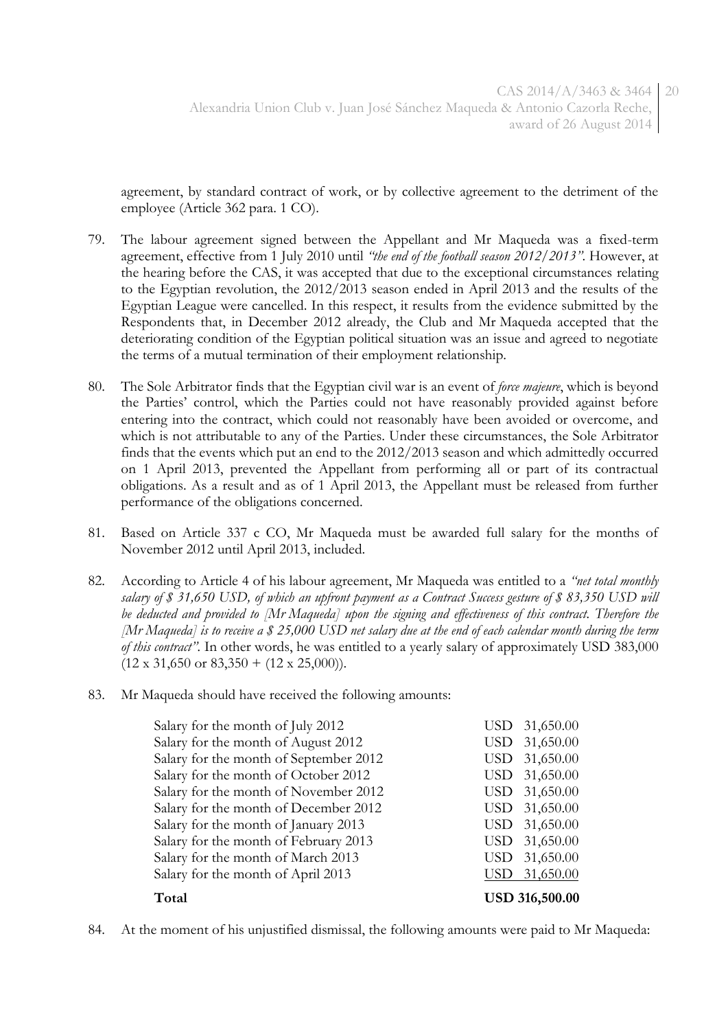agreement, by standard contract of work, or by collective agreement to the detriment of the employee (Article 362 para. 1 CO).

79. The labour agreement signed between the Appellant and Mr Maqueda was a fixed-term agreement, effective from 1 July 2010 until *"the end of the football season 2012/2013"*. However, at the hearing before the CAS, it was accepted that due to the exceptional circumstances relating to the Egyptian revolution, the 2012/2013 season ended in April 2013 and the results of the Egyptian League were cancelled. In this respect, it results from the evidence submitted by the Respondents that, in December 2012 already, the Club and Mr Maqueda accepted that the deteriorating condition of the Egyptian political situation was an issue and agreed to negotiate the terms of a mutual termination of their employment relationship.

80. The Sole Arbitrator finds that the Egyptian civil war is an event of *force majeure*, which is beyond the Parties' control, which the Parties could not have reasonably provided against before entering into the contract, which could not reasonably have been avoided or overcome, and which is not attributable to any of the Parties. Under these circumstances, the Sole Arbitrator finds that the events which put an end to the 2012/2013 season and which admittedly occurred on 1 April 2013, prevented the Appellant from performing all or part of its contractual obligations. As a result and as of 1 April 2013, the Appellant must be released from further performance of the obligations concerned.

81. Based on Article 337 c CO, Mr Maqueda must be awarded full salary for the months of November 2012 until April 2013, included.

82. According to Article 4 of his labour agreement, Mr Maqueda was entitled to a *"net total monthly salary of $ 31,650 USD, of which an upfront payment as a Contract Success gesture of $ 83,350 USD will be deducted and provided to [Mr Maqueda] upon the signing and effectiveness of this contract. Therefore the [Mr Maqueda] is to receive a $ 25,000 USD net salary due at the end of each calendar month during the term of this contract"*. In other words, he was entitled to a yearly salary of approximately USD 383,000 (12 x 31,650 or 83,350 + (12 x 25,000)).

83. Mr Maqueda should have received the following amounts:

| | |
|---|---|
| Salary for the month of July 2012 | USD 31,650.00 |
| Salary for the month of August 2012 | USD 31,650.00 |
| Salary for the month of September 2012 | USD 31,650.00 |
| Salary for the month of October 2012 | USD 31,650.00 |
| Salary for the month of November 2012 | USD 31,650.00 |
| Salary for the month of December 2012 | USD 31,650.00 |
| Salary for the month of January 2013 | USD 31,650.00 |
| Salary for the month of February 2013 | USD 31,650.00 |
| Salary for the month of March 2013 | USD 31,650.00 |
| Salary for the month of April 2013 | USD 31,650.00 |
| **Total** | **USD 316,500.00** |

84. At the moment of his unjustified dismissal, the following amounts were paid to Mr Maqueda: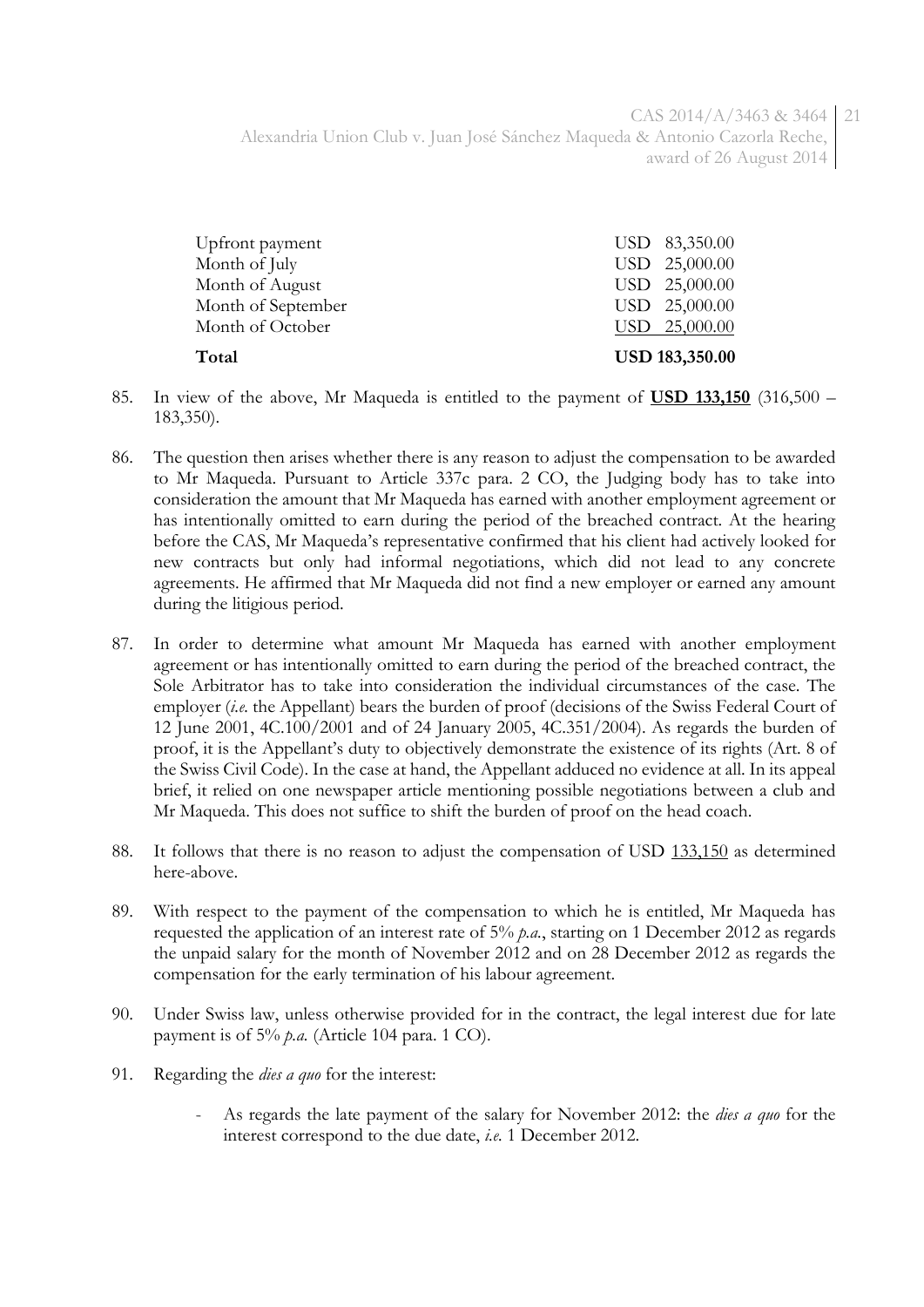| | |
|---|---|
| Upfront payment | USD 83,350.00 |
| Month of July | USD 25,000.00 |
| Month of August | USD 25,000.00 |
| Month of September | USD 25,000.00 |
| Month of October | USD 25,000.00 |
| **Total** | **USD 183,350.00** |

85. In view of the above, Mr Maqueda is entitled to the payment of **USD 133,150** (316,500 – 183,350).

86. The question then arises whether there is any reason to adjust the compensation to be awarded to Mr Maqueda. Pursuant to Article 337c para. 2 CO, the Judging body has to take into consideration the amount that Mr Maqueda has earned with another employment agreement or has intentionally omitted to earn during the period of the breached contract. At the hearing before the CAS, Mr Maqueda's representative confirmed that his client had actively looked for new contracts but only had informal negotiations, which did not lead to any concrete agreements. He affirmed that Mr Maqueda did not find a new employer or earned any amount during the litigious period.

87. In order to determine what amount Mr Maqueda has earned with another employment agreement or has intentionally omitted to earn during the period of the breached contract, the Sole Arbitrator has to take into consideration the individual circumstances of the case. The employer (*i.e.* the Appellant) bears the burden of proof (decisions of the Swiss Federal Court of 12 June 2001, 4C.100/2001 and of 24 January 2005, 4C.351/2004). As regards the burden of proof, it is the Appellant's duty to objectively demonstrate the existence of its rights (Art. 8 of the Swiss Civil Code). In the case at hand, the Appellant adduced no evidence at all. In its appeal brief, it relied on one newspaper article mentioning possible negotiations between a club and Mr Maqueda. This does not suffice to shift the burden of proof on the head coach.

88. It follows that there is no reason to adjust the compensation of USD 133,150 as determined here-above.

89. With respect to the payment of the compensation to which he is entitled, Mr Maqueda has requested the application of an interest rate of 5% *p.a.*, starting on 1 December 2012 as regards the unpaid salary for the month of November 2012 and on 28 December 2012 as regards the compensation for the early termination of his labour agreement.

90. Under Swiss law, unless otherwise provided for in the contract, the legal interest due for late payment is of 5% *p.a.* (Article 104 para. 1 CO).

91. Regarding the *dies a quo* for the interest:

    - As regards the late payment of the salary for November 2012: the *dies a quo* for the interest correspond to the due date, *i.e.* 1 December 2012.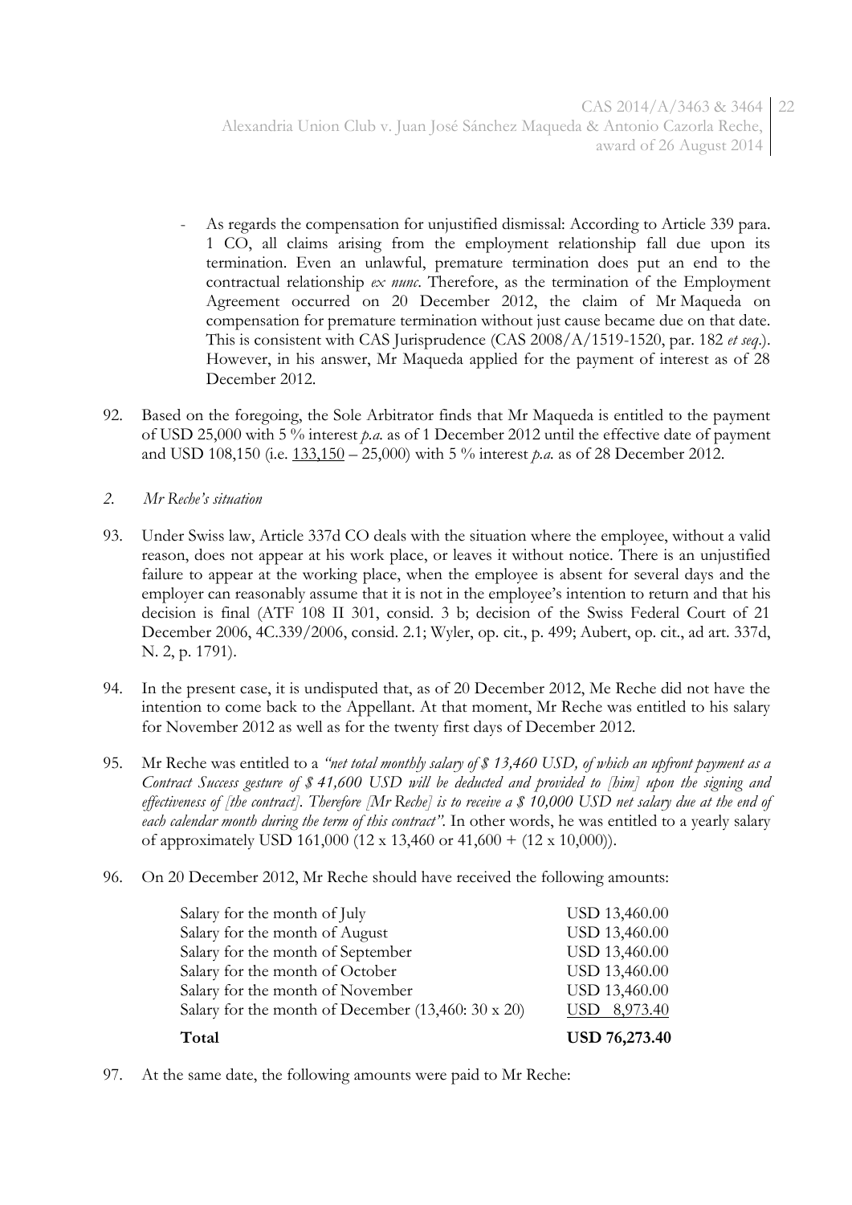- As regards the compensation for unjustified dismissal: According to Article 339 para. 1 CO, all claims arising from the employment relationship fall due upon its termination. Even an unlawful, premature termination does put an end to the contractual relationship *ex nunc*. Therefore, as the termination of the Employment Agreement occurred on 20 December 2012, the claim of Mr Maqueda on compensation for premature termination without just cause became due on that date. This is consistent with CAS Jurisprudence (CAS 2008/A/1519-1520, par. 182 *et seq*.). However, in his answer, Mr Maqueda applied for the payment of interest as of 28 December 2012.

92. Based on the foregoing, the Sole Arbitrator finds that Mr Maqueda is entitled to the payment of USD 25,000 with 5 % interest *p.a.* as of 1 December 2012 until the effective date of payment and USD 108,150 (i.e. <u>133,150</u> – 25,000) with 5 % interest *p.a.* as of 28 December 2012.

*2. Mr Reche's situation*

93. Under Swiss law, Article 337d CO deals with the situation where the employee, without a valid reason, does not appear at his work place, or leaves it without notice. There is an unjustified failure to appear at the working place, when the employee is absent for several days and the employer can reasonably assume that it is not in the employee's intention to return and that his decision is final (ATF 108 II 301, consid. 3 b; decision of the Swiss Federal Court of 21 December 2006, 4C.339/2006, consid. 2.1; Wyler, op. cit., p. 499; Aubert, op. cit., ad art. 337d, N. 2, p. 1791).

94. In the present case, it is undisputed that, as of 20 December 2012, Me Reche did not have the intention to come back to the Appellant. At that moment, Mr Reche was entitled to his salary for November 2012 as well as for the twenty first days of December 2012.

95. Mr Reche was entitled to a *"net total monthly salary of $ 13,460 USD, of which an upfront payment as a Contract Success gesture of $ 41,600 USD will be deducted and provided to [him] upon the signing and effectiveness of [the contract]. Therefore [Mr Reche] is to receive a $ 10,000 USD net salary due at the end of each calendar month during the term of this contract"*. In other words, he was entitled to a yearly salary of approximately USD 161,000 (12 x 13,460 or 41,600 + (12 x 10,000)).

96. On 20 December 2012, Mr Reche should have received the following amounts:

| | |
|---|---|
| Salary for the month of July | USD 13,460.00 |
| Salary for the month of August | USD 13,460.00 |
| Salary for the month of September | USD 13,460.00 |
| Salary for the month of October | USD 13,460.00 |
| Salary for the month of November | USD 13,460.00 |
| Salary for the month of December (13,460: 30 x 20) | USD 8,973.40 |
| **Total** | **USD 76,273.40** |

97. At the same date, the following amounts were paid to Mr Reche: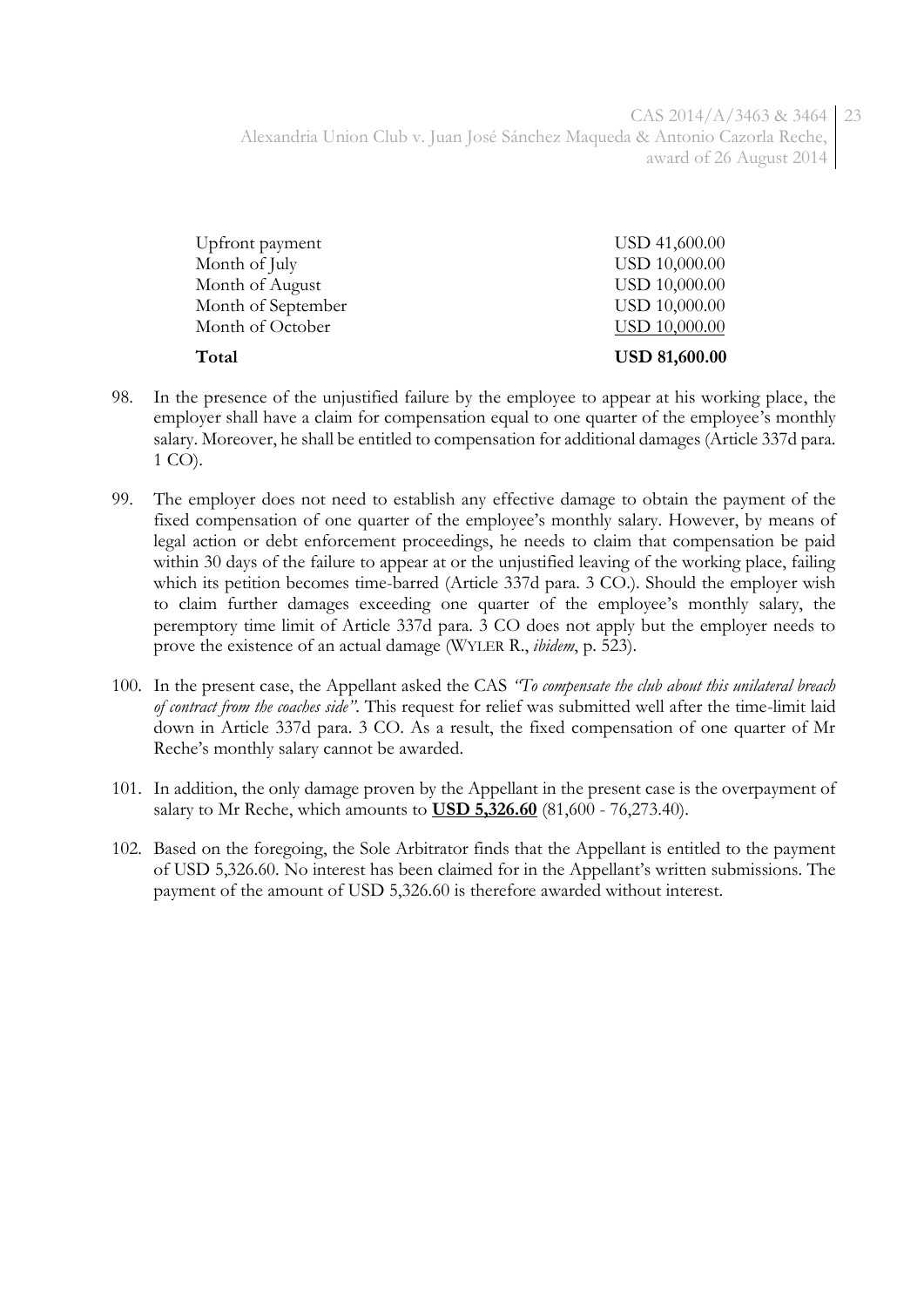| | |
|---|---|
| Upfront payment | USD 41,600.00 |
| Month of July | USD 10,000.00 |
| Month of August | USD 10,000.00 |
| Month of September | USD 10,000.00 |
| Month of October | USD 10,000.00 |
| **Total** | **USD 81,600.00** |

98. In the presence of the unjustified failure by the employee to appear at his working place, the employer shall have a claim for compensation equal to one quarter of the employee's monthly salary. Moreover, he shall be entitled to compensation for additional damages (Article 337d para. 1 CO).

99. The employer does not need to establish any effective damage to obtain the payment of the fixed compensation of one quarter of the employee's monthly salary. However, by means of legal action or debt enforcement proceedings, he needs to claim that compensation be paid within 30 days of the failure to appear at or the unjustified leaving of the working place, failing which its petition becomes time-barred (Article 337d para. 3 CO.). Should the employer wish to claim further damages exceeding one quarter of the employee's monthly salary, the peremptory time limit of Article 337d para. 3 CO does not apply but the employer needs to prove the existence of an actual damage (WYLER R., *ibidem*, p. 523).

100. In the present case, the Appellant asked the CAS *"To compensate the club about this unilateral breach of contract from the coaches side"*. This request for relief was submitted well after the time-limit laid down in Article 337d para. 3 CO. As a result, the fixed compensation of one quarter of Mr Reche's monthly salary cannot be awarded.

101. In addition, the only damage proven by the Appellant in the present case is the overpayment of salary to Mr Reche, which amounts to **USD 5,326.60** (81,600 - 76,273.40).

102. Based on the foregoing, the Sole Arbitrator finds that the Appellant is entitled to the payment of USD 5,326.60. No interest has been claimed for in the Appellant's written submissions. The payment of the amount of USD 5,326.60 is therefore awarded without interest.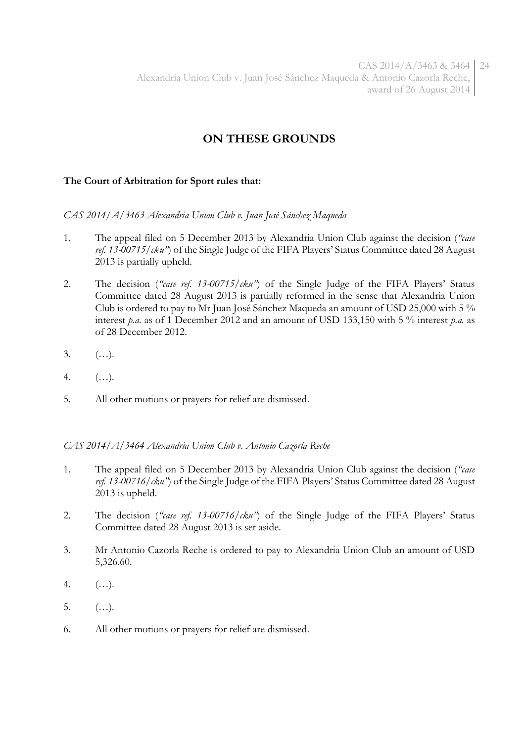## ON THESE GROUNDS

**The Court of Arbitration for Sport rules that:**

*CAS 2014/A/3463 Alexandria Union Club v. Juan José Sánchez Maqueda*

1. The appeal filed on 5 December 2013 by Alexandria Union Club against the decision (*"case ref. 13-00715/cku"*) of the Single Judge of the FIFA Players' Status Committee dated 28 August 2013 is partially upheld.

2. The decision (*"case ref. 13-00715/cku"*) of the Single Judge of the FIFA Players' Status Committee dated 28 August 2013 is partially reformed in the sense that Alexandria Union Club is ordered to pay to Mr Juan José Sánchez Maqueda an amount of USD 25,000 with 5 % interest *p.a.* as of 1 December 2012 and an amount of USD 133,150 with 5 % interest *p.a.* as of 28 December 2012.

3. (…).

4. (…).

5. All other motions or prayers for relief are dismissed.

*CAS 2014/A/3464 Alexandria Union Club v. Antonio Cazorla Reche*

1. The appeal filed on 5 December 2013 by Alexandria Union Club against the decision (*"case ref. 13-00716/cku"*) of the Single Judge of the FIFA Players' Status Committee dated 28 August 2013 is upheld.

2. The decision (*"case ref. 13-00716/cku"*) of the Single Judge of the FIFA Players' Status Committee dated 28 August 2013 is set aside.

3. Mr Antonio Cazorla Reche is ordered to pay to Alexandria Union Club an amount of USD 5,326.60.

4. (…).

5. (…).

6. All other motions or prayers for relief are dismissed.